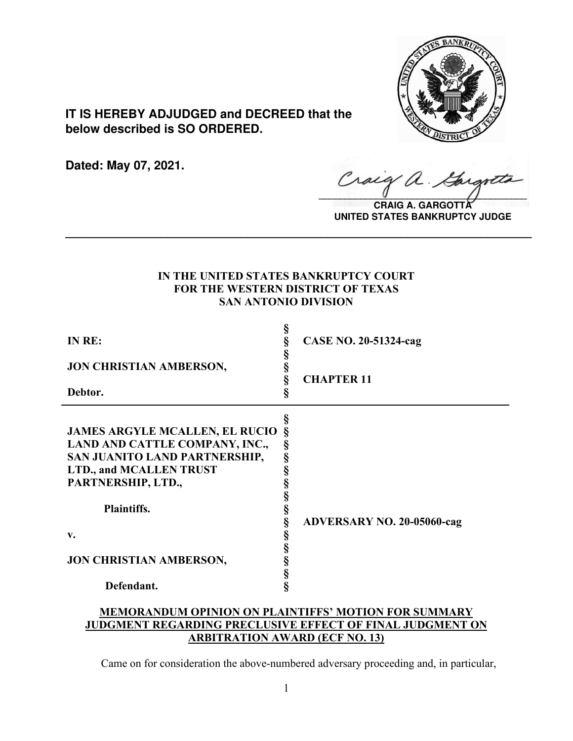**IT IS HEREBY ADJUDGED and DECREED that the below described is SO ORDERED.**

**Dated: May 07, 2021.**

**CRAIG A. GARGOTTA**
**UNITED STATES BANKRUPTCY JUDGE**

---

**IN THE UNITED STATES BANKRUPTCY COURT**
**FOR THE WESTERN DISTRICT OF TEXAS**
**SAN ANTONIO DIVISION**

| | | |
|---|---|---|
| **IN RE:** | § | **CASE NO. 20-51324-cag** |
| **JON CHRISTIAN AMBERSON,** | § | **CHAPTER 11** |
| **Debtor.** | § | |

| | | |
|---|---|---|
| **JAMES ARGYLE MCALLEN, EL RUCIO LAND AND CATTLE COMPANY, INC., SAN JUANITO LAND PARTNERSHIP, LTD., and MCALLEN TRUST PARTNERSHIP, LTD.,** | § | |
| **Plaintiffs.** | § | **ADVERSARY NO. 20-05060-cag** |
| **v.** | § | |
| **JON CHRISTIAN AMBERSON,** | § | |
| **Defendant.** | § | |

**MEMORANDUM OPINION ON PLAINTIFFS' MOTION FOR SUMMARY JUDGMENT REGARDING PRECLUSIVE EFFECT OF FINAL JUDGMENT ON ARBITRATION AWARD (ECF NO. 13)**

Came on for consideration the above-numbered adversary proceeding and, in particular,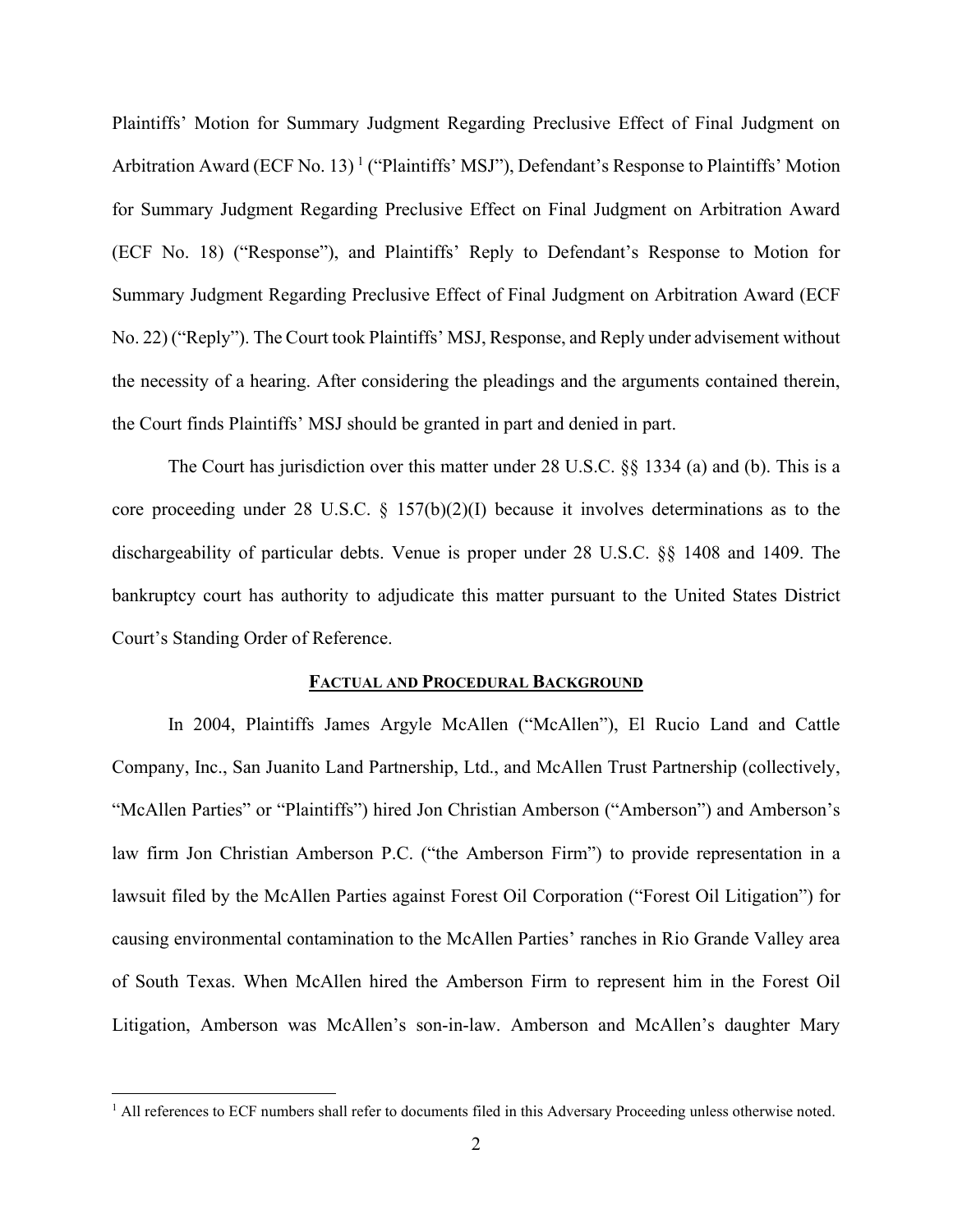Plaintiffs' Motion for Summary Judgment Regarding Preclusive Effect of Final Judgment on Arbitration Award (ECF No. 13) [1] ("Plaintiffs' MSJ"), Defendant's Response to Plaintiffs' Motion for Summary Judgment Regarding Preclusive Effect on Final Judgment on Arbitration Award (ECF No. 18) ("Response"), and Plaintiffs' Reply to Defendant's Response to Motion for Summary Judgment Regarding Preclusive Effect of Final Judgment on Arbitration Award (ECF No. 22) ("Reply"). The Court took Plaintiffs' MSJ, Response, and Reply under advisement without the necessity of a hearing. After considering the pleadings and the arguments contained therein, the Court finds Plaintiffs' MSJ should be granted in part and denied in part.

The Court has jurisdiction over this matter under 28 U.S.C. §§ 1334 (a) and (b). This is a core proceeding under 28 U.S.C. § 157(b)(2)(I) because it involves determinations as to the dischargeability of particular debts. Venue is proper under 28 U.S.C. §§ 1408 and 1409. The bankruptcy court has authority to adjudicate this matter pursuant to the United States District Court's Standing Order of Reference.

## FACTUAL AND PROCEDURAL BACKGROUND

In 2004, Plaintiffs James Argyle McAllen ("McAllen"), El Rucio Land and Cattle Company, Inc., San Juanito Land Partnership, Ltd., and McAllen Trust Partnership (collectively, "McAllen Parties" or "Plaintiffs") hired Jon Christian Amberson ("Amberson") and Amberson's law firm Jon Christian Amberson P.C. ("the Amberson Firm") to provide representation in a lawsuit filed by the McAllen Parties against Forest Oil Corporation ("Forest Oil Litigation") for causing environmental contamination to the McAllen Parties' ranches in Rio Grande Valley area of South Texas. When McAllen hired the Amberson Firm to represent him in the Forest Oil Litigation, Amberson was McAllen's son-in-law. Amberson and McAllen's daughter Mary

[1] All references to ECF numbers shall refer to documents filed in this Adversary Proceeding unless otherwise noted.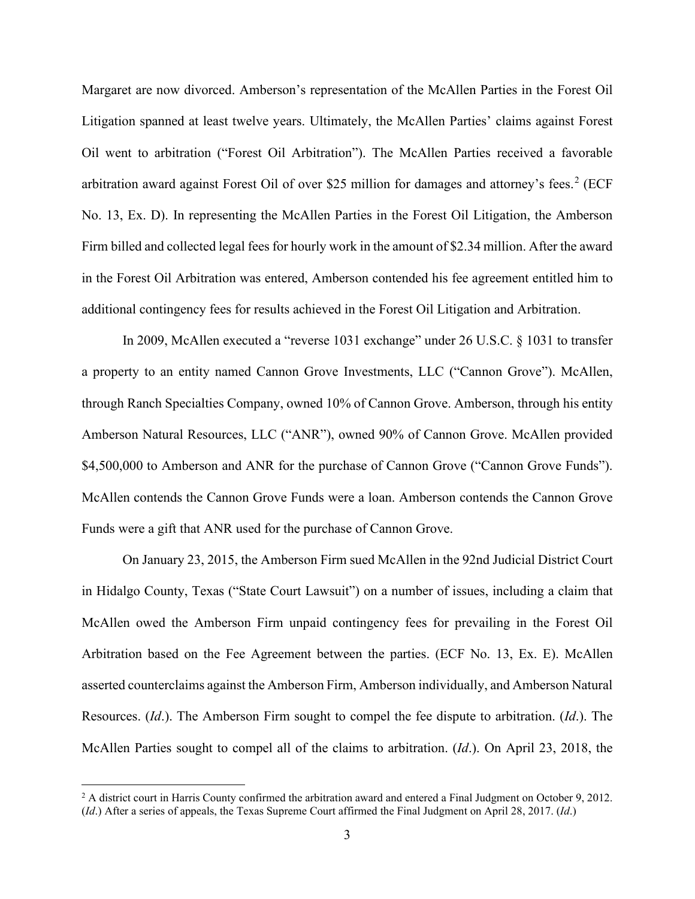Margaret are now divorced. Amberson's representation of the McAllen Parties in the Forest Oil Litigation spanned at least twelve years. Ultimately, the McAllen Parties' claims against Forest Oil went to arbitration ("Forest Oil Arbitration"). The McAllen Parties received a favorable arbitration award against Forest Oil of over $25 million for damages and attorney's fees.[2] (ECF No. 13, Ex. D). In representing the McAllen Parties in the Forest Oil Litigation, the Amberson Firm billed and collected legal fees for hourly work in the amount of $2.34 million. After the award in the Forest Oil Arbitration was entered, Amberson contended his fee agreement entitled him to additional contingency fees for results achieved in the Forest Oil Litigation and Arbitration.

In 2009, McAllen executed a "reverse 1031 exchange" under 26 U.S.C. § 1031 to transfer a property to an entity named Cannon Grove Investments, LLC ("Cannon Grove"). McAllen, through Ranch Specialties Company, owned 10% of Cannon Grove. Amberson, through his entity Amberson Natural Resources, LLC ("ANR"), owned 90% of Cannon Grove. McAllen provided $4,500,000 to Amberson and ANR for the purchase of Cannon Grove ("Cannon Grove Funds"). McAllen contends the Cannon Grove Funds were a loan. Amberson contends the Cannon Grove Funds were a gift that ANR used for the purchase of Cannon Grove.

On January 23, 2015, the Amberson Firm sued McAllen in the 92nd Judicial District Court in Hidalgo County, Texas ("State Court Lawsuit") on a number of issues, including a claim that McAllen owed the Amberson Firm unpaid contingency fees for prevailing in the Forest Oil Arbitration based on the Fee Agreement between the parties. (ECF No. 13, Ex. E). McAllen asserted counterclaims against the Amberson Firm, Amberson individually, and Amberson Natural Resources. (*Id*.). The Amberson Firm sought to compel the fee dispute to arbitration. (*Id*.). The McAllen Parties sought to compel all of the claims to arbitration. (*Id*.). On April 23, 2018, the

---

[2] A district court in Harris County confirmed the arbitration award and entered a Final Judgment on October 9, 2012. (*Id*.) After a series of appeals, the Texas Supreme Court affirmed the Final Judgment on April 28, 2017. (*Id*.)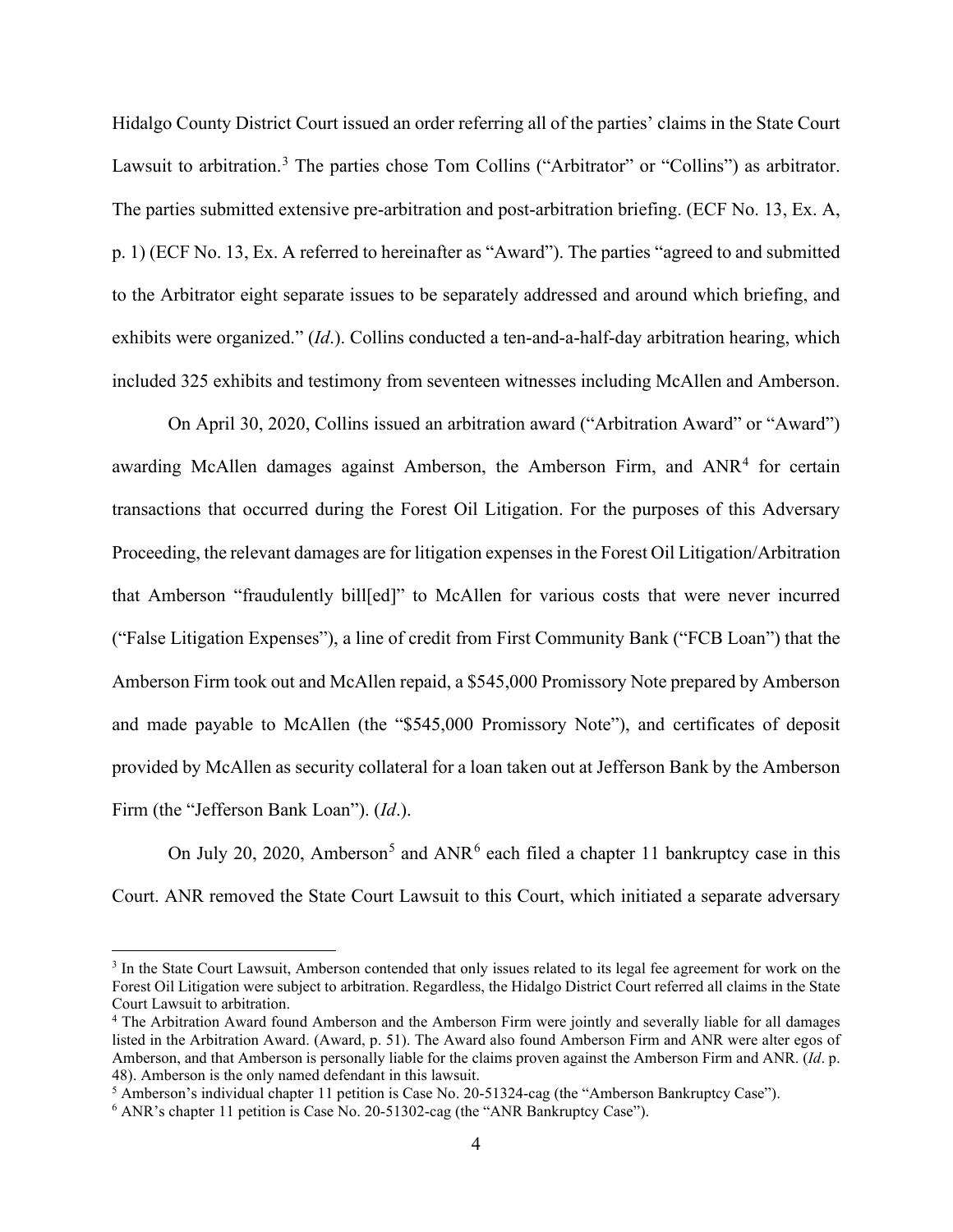Hidalgo County District Court issued an order referring all of the parties' claims in the State Court Lawsuit to arbitration.[3] The parties chose Tom Collins ("Arbitrator" or "Collins") as arbitrator. The parties submitted extensive pre-arbitration and post-arbitration briefing. (ECF No. 13, Ex. A, p. 1) (ECF No. 13, Ex. A referred to hereinafter as "Award"). The parties "agreed to and submitted to the Arbitrator eight separate issues to be separately addressed and around which briefing, and exhibits were organized." (*Id*.). Collins conducted a ten-and-a-half-day arbitration hearing, which included 325 exhibits and testimony from seventeen witnesses including McAllen and Amberson.

On April 30, 2020, Collins issued an arbitration award ("Arbitration Award" or "Award") awarding McAllen damages against Amberson, the Amberson Firm, and ANR[4] for certain transactions that occurred during the Forest Oil Litigation. For the purposes of this Adversary Proceeding, the relevant damages are for litigation expenses in the Forest Oil Litigation/Arbitration that Amberson "fraudulently bill[ed]" to McAllen for various costs that were never incurred ("False Litigation Expenses"), a line of credit from First Community Bank ("FCB Loan") that the Amberson Firm took out and McAllen repaid, a $545,000 Promissory Note prepared by Amberson and made payable to McAllen (the "$545,000 Promissory Note"), and certificates of deposit provided by McAllen as security collateral for a loan taken out at Jefferson Bank by the Amberson Firm (the "Jefferson Bank Loan"). (*Id*.).

On July 20, 2020, Amberson[5] and ANR[6] each filed a chapter 11 bankruptcy case in this Court. ANR removed the State Court Lawsuit to this Court, which initiated a separate adversary

---

[3] In the State Court Lawsuit, Amberson contended that only issues related to its legal fee agreement for work on the Forest Oil Litigation were subject to arbitration. Regardless, the Hidalgo District Court referred all claims in the State Court Lawsuit to arbitration.

[4] The Arbitration Award found Amberson and the Amberson Firm were jointly and severally liable for all damages listed in the Arbitration Award. (Award, p. 51). The Award also found Amberson Firm and ANR were alter egos of Amberson, and that Amberson is personally liable for the claims proven against the Amberson Firm and ANR. (*Id*. p. 48). Amberson is the only named defendant in this lawsuit.

[5] Amberson's individual chapter 11 petition is Case No. 20-51324-cag (the "Amberson Bankruptcy Case").

[6] ANR's chapter 11 petition is Case No. 20-51302-cag (the "ANR Bankruptcy Case").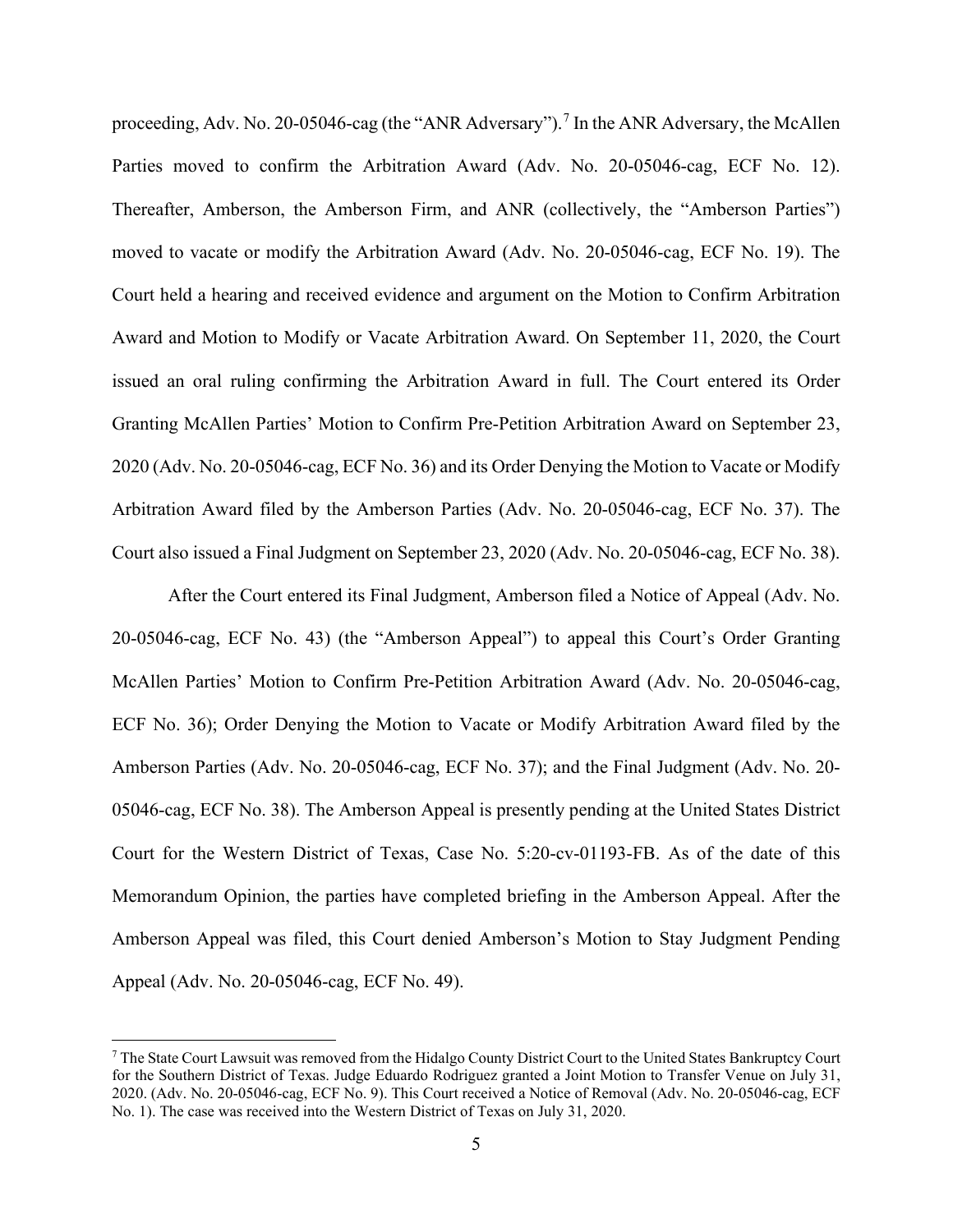proceeding, Adv. No. 20-05046-cag (the "ANR Adversary").[7] In the ANR Adversary, the McAllen Parties moved to confirm the Arbitration Award (Adv. No. 20-05046-cag, ECF No. 12). Thereafter, Amberson, the Amberson Firm, and ANR (collectively, the "Amberson Parties") moved to vacate or modify the Arbitration Award (Adv. No. 20-05046-cag, ECF No. 19). The Court held a hearing and received evidence and argument on the Motion to Confirm Arbitration Award and Motion to Modify or Vacate Arbitration Award. On September 11, 2020, the Court issued an oral ruling confirming the Arbitration Award in full. The Court entered its Order Granting McAllen Parties' Motion to Confirm Pre-Petition Arbitration Award on September 23, 2020 (Adv. No. 20-05046-cag, ECF No. 36) and its Order Denying the Motion to Vacate or Modify Arbitration Award filed by the Amberson Parties (Adv. No. 20-05046-cag, ECF No. 37). The Court also issued a Final Judgment on September 23, 2020 (Adv. No. 20-05046-cag, ECF No. 38).

After the Court entered its Final Judgment, Amberson filed a Notice of Appeal (Adv. No. 20-05046-cag, ECF No. 43) (the "Amberson Appeal") to appeal this Court's Order Granting McAllen Parties' Motion to Confirm Pre-Petition Arbitration Award (Adv. No. 20-05046-cag, ECF No. 36); Order Denying the Motion to Vacate or Modify Arbitration Award filed by the Amberson Parties (Adv. No. 20-05046-cag, ECF No. 37); and the Final Judgment (Adv. No. 20-05046-cag, ECF No. 38). The Amberson Appeal is presently pending at the United States District Court for the Western District of Texas, Case No. 5:20-cv-01193-FB. As of the date of this Memorandum Opinion, the parties have completed briefing in the Amberson Appeal. After the Amberson Appeal was filed, this Court denied Amberson's Motion to Stay Judgment Pending Appeal (Adv. No. 20-05046-cag, ECF No. 49).

[7] The State Court Lawsuit was removed from the Hidalgo County District Court to the United States Bankruptcy Court for the Southern District of Texas. Judge Eduardo Rodriguez granted a Joint Motion to Transfer Venue on July 31, 2020. (Adv. No. 20-05046-cag, ECF No. 9). This Court received a Notice of Removal (Adv. No. 20-05046-cag, ECF No. 1). The case was received into the Western District of Texas on July 31, 2020.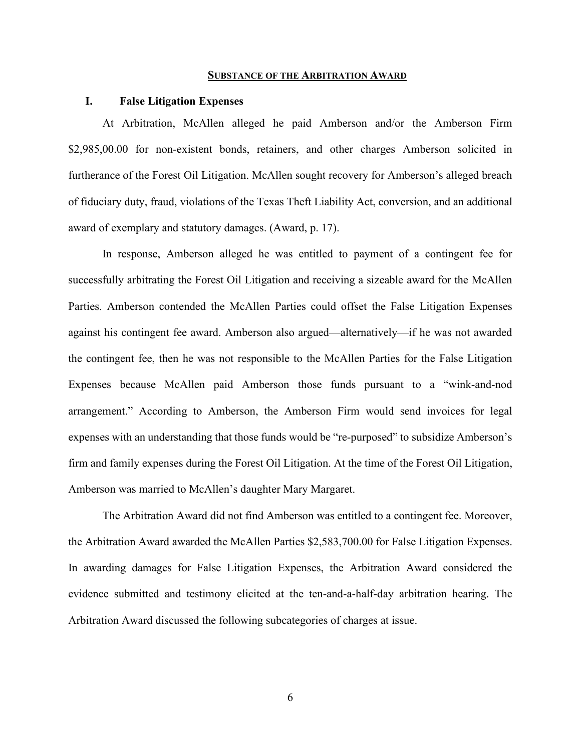## SUBSTANCE OF THE ARBITRATION AWARD

### I. False Litigation Expenses

At Arbitration, McAllen alleged he paid Amberson and/or the Amberson Firm $2,985,00.00 for non-existent bonds, retainers, and other charges Amberson solicited in furtherance of the Forest Oil Litigation. McAllen sought recovery for Amberson's alleged breach of fiduciary duty, fraud, violations of the Texas Theft Liability Act, conversion, and an additional award of exemplary and statutory damages. (Award, p. 17).

In response, Amberson alleged he was entitled to payment of a contingent fee for successfully arbitrating the Forest Oil Litigation and receiving a sizeable award for the McAllen Parties. Amberson contended the McAllen Parties could offset the False Litigation Expenses against his contingent fee award. Amberson also argued—alternatively—if he was not awarded the contingent fee, then he was not responsible to the McAllen Parties for the False Litigation Expenses because McAllen paid Amberson those funds pursuant to a "wink-and-nod arrangement." According to Amberson, the Amberson Firm would send invoices for legal expenses with an understanding that those funds would be "re-purposed" to subsidize Amberson's firm and family expenses during the Forest Oil Litigation. At the time of the Forest Oil Litigation, Amberson was married to McAllen's daughter Mary Margaret.

The Arbitration Award did not find Amberson was entitled to a contingent fee. Moreover, the Arbitration Award awarded the McAllen Parties $2,583,700.00 for False Litigation Expenses. In awarding damages for False Litigation Expenses, the Arbitration Award considered the evidence submitted and testimony elicited at the ten-and-a-half-day arbitration hearing. The Arbitration Award discussed the following subcategories of charges at issue.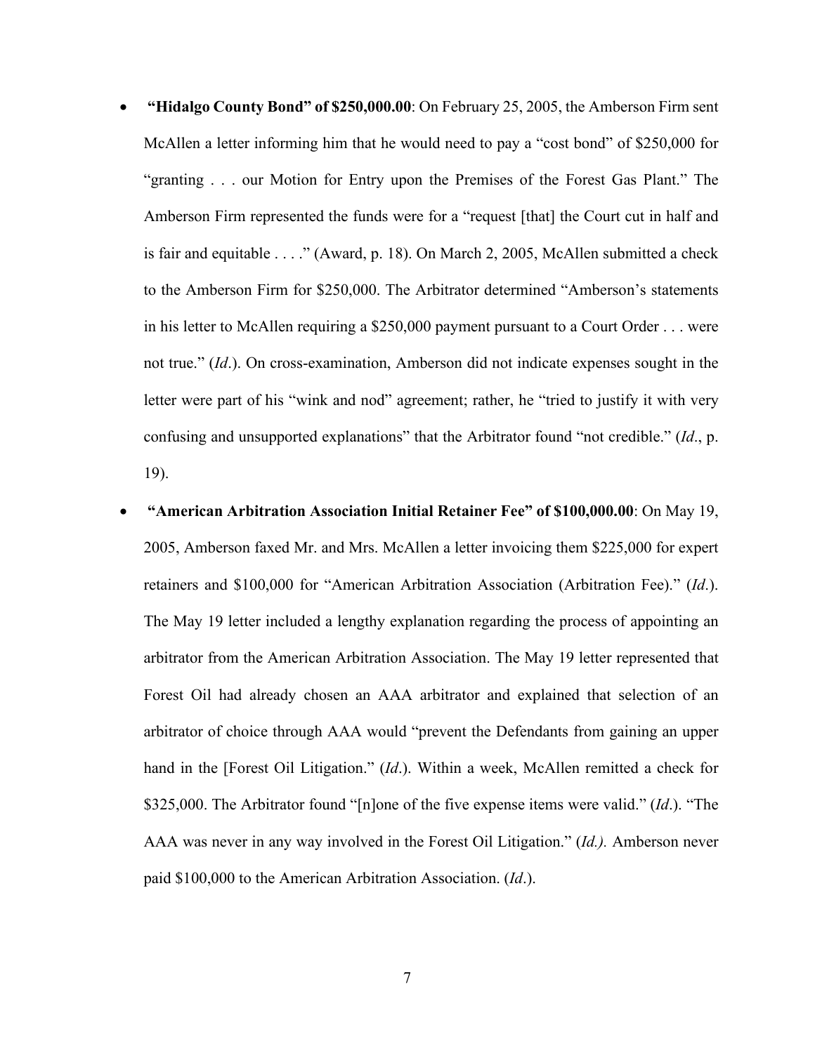- **"Hidalgo County Bond" of $250,000.00**: On February 25, 2005, the Amberson Firm sent McAllen a letter informing him that he would need to pay a "cost bond" of $250,000 for "granting . . . our Motion for Entry upon the Premises of the Forest Gas Plant." The Amberson Firm represented the funds were for a "request [that] the Court cut in half and is fair and equitable . . . ." (Award, p. 18). On March 2, 2005, McAllen submitted a check to the Amberson Firm for $250,000. The Arbitrator determined "Amberson's statements in his letter to McAllen requiring a $250,000 payment pursuant to a Court Order . . . were not true." (*Id*.). On cross-examination, Amberson did not indicate expenses sought in the letter were part of his "wink and nod" agreement; rather, he "tried to justify it with very confusing and unsupported explanations" that the Arbitrator found "not credible." (*Id*., p. 19).

- **"American Arbitration Association Initial Retainer Fee" of $100,000.00**: On May 19, 2005, Amberson faxed Mr. and Mrs. McAllen a letter invoicing them $225,000 for expert retainers and $100,000 for "American Arbitration Association (Arbitration Fee)." (*Id*.). The May 19 letter included a lengthy explanation regarding the process of appointing an arbitrator from the American Arbitration Association. The May 19 letter represented that Forest Oil had already chosen an AAA arbitrator and explained that selection of an arbitrator of choice through AAA would "prevent the Defendants from gaining an upper hand in the [Forest Oil Litigation." (*Id*.). Within a week, McAllen remitted a check for $325,000. The Arbitrator found "[n]one of the five expense items were valid." (*Id*.). "The AAA was never in any way involved in the Forest Oil Litigation." (*Id.).* Amberson never paid $100,000 to the American Arbitration Association. (*Id*.).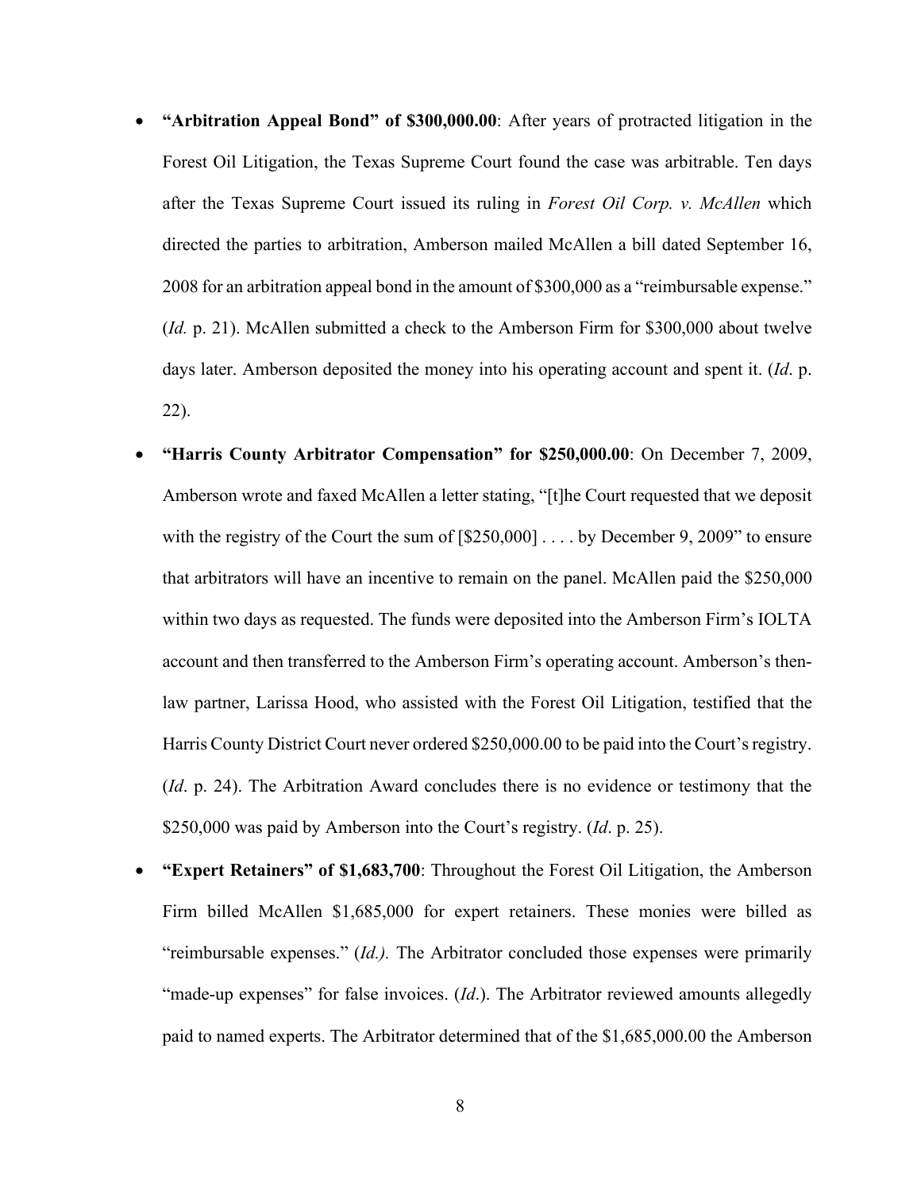- **"Arbitration Appeal Bond" of $300,000.00**: After years of protracted litigation in the Forest Oil Litigation, the Texas Supreme Court found the case was arbitrable. Ten days after the Texas Supreme Court issued its ruling in *Forest Oil Corp. v. McAllen* which directed the parties to arbitration, Amberson mailed McAllen a bill dated September 16, 2008 for an arbitration appeal bond in the amount of $300,000 as a "reimbursable expense." (*Id.* p. 21). McAllen submitted a check to the Amberson Firm for $300,000 about twelve days later. Amberson deposited the money into his operating account and spent it. (*Id*. p. 22).

- **"Harris County Arbitrator Compensation" for $250,000.00**: On December 7, 2009, Amberson wrote and faxed McAllen a letter stating, "[t]he Court requested that we deposit with the registry of the Court the sum of [$250,000] . . . . by December 9, 2009" to ensure that arbitrators will have an incentive to remain on the panel. McAllen paid the $250,000 within two days as requested. The funds were deposited into the Amberson Firm's IOLTA account and then transferred to the Amberson Firm's operating account. Amberson's then-law partner, Larissa Hood, who assisted with the Forest Oil Litigation, testified that the Harris County District Court never ordered $250,000.00 to be paid into the Court's registry. (*Id*. p. 24). The Arbitration Award concludes there is no evidence or testimony that the $250,000 was paid by Amberson into the Court's registry. (*Id*. p. 25).

- **"Expert Retainers" of $1,683,700**: Throughout the Forest Oil Litigation, the Amberson Firm billed McAllen $1,685,000 for expert retainers. These monies were billed as "reimbursable expenses." (*Id.).* The Arbitrator concluded those expenses were primarily "made-up expenses" for false invoices. (*Id*.). The Arbitrator reviewed amounts allegedly paid to named experts. The Arbitrator determined that of the $1,685,000.00 the Amberson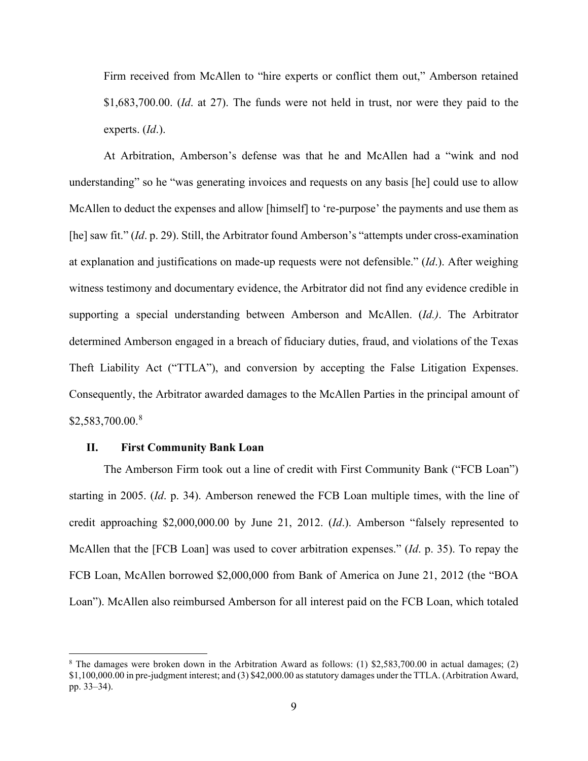Firm received from McAllen to "hire experts or conflict them out," Amberson retained $1,683,700.00. (*Id*. at 27). The funds were not held in trust, nor were they paid to the experts. (*Id*.).

At Arbitration, Amberson's defense was that he and McAllen had a "wink and nod understanding" so he "was generating invoices and requests on any basis [he] could use to allow McAllen to deduct the expenses and allow [himself] to 're-purpose' the payments and use them as [he] saw fit." (*Id*. p. 29). Still, the Arbitrator found Amberson's "attempts under cross-examination at explanation and justifications on made-up requests were not defensible." (*Id*.). After weighing witness testimony and documentary evidence, the Arbitrator did not find any evidence credible in supporting a special understanding between Amberson and McAllen. (*Id.)*. The Arbitrator determined Amberson engaged in a breach of fiduciary duties, fraud, and violations of the Texas Theft Liability Act ("TTLA"), and conversion by accepting the False Litigation Expenses. Consequently, the Arbitrator awarded damages to the McAllen Parties in the principal amount of $2,583,700.00.[8]

## II. First Community Bank Loan

The Amberson Firm took out a line of credit with First Community Bank ("FCB Loan") starting in 2005. (*Id*. p. 34). Amberson renewed the FCB Loan multiple times, with the line of credit approaching $2,000,000.00 by June 21, 2012. (*Id*.). Amberson "falsely represented to McAllen that the [FCB Loan] was used to cover arbitration expenses." (*Id*. p. 35). To repay the FCB Loan, McAllen borrowed $2,000,000 from Bank of America on June 21, 2012 (the "BOA Loan"). McAllen also reimbursed Amberson for all interest paid on the FCB Loan, which totaled

[8] The damages were broken down in the Arbitration Award as follows: (1) $2,583,700.00 in actual damages; (2) $1,100,000.00 in pre-judgment interest; and (3) $42,000.00 as statutory damages under the TTLA. (Arbitration Award, pp. 33–34).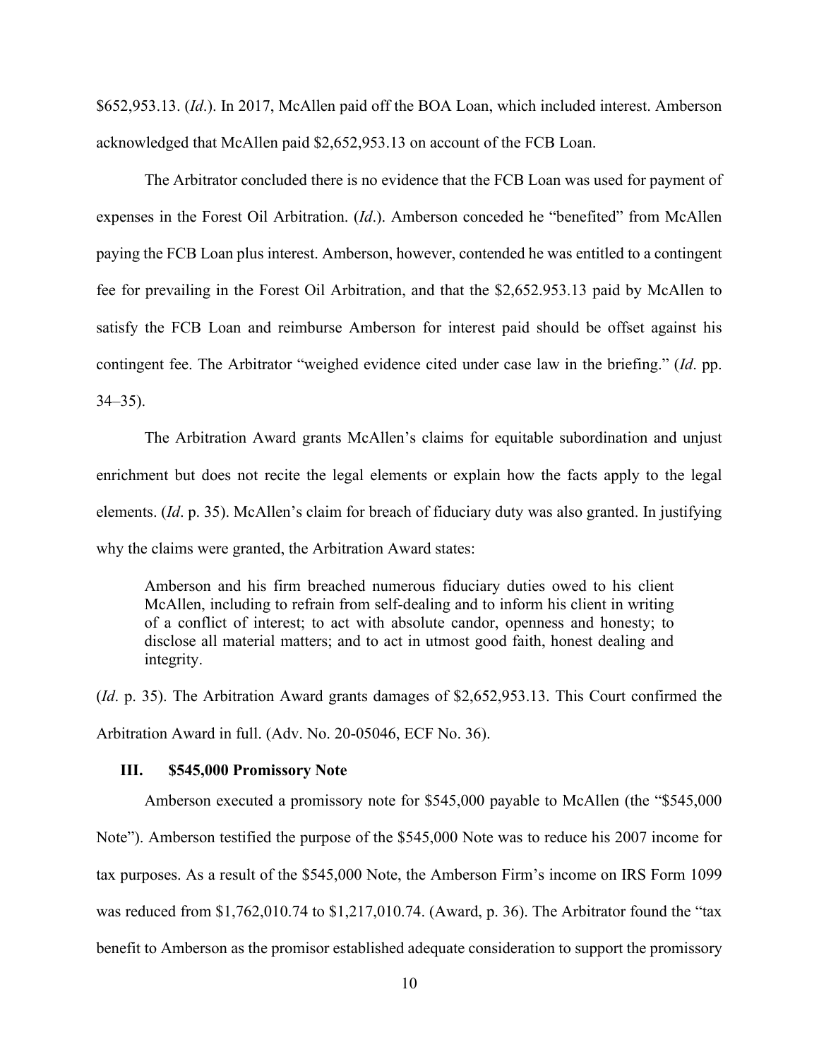$652,953.13. (*Id*.). In 2017, McAllen paid off the BOA Loan, which included interest. Amberson acknowledged that McAllen paid $2,652,953.13 on account of the FCB Loan.

The Arbitrator concluded there is no evidence that the FCB Loan was used for payment of expenses in the Forest Oil Arbitration. (*Id*.). Amberson conceded he "benefited" from McAllen paying the FCB Loan plus interest. Amberson, however, contended he was entitled to a contingent fee for prevailing in the Forest Oil Arbitration, and that the $2,652.953.13 paid by McAllen to satisfy the FCB Loan and reimburse Amberson for interest paid should be offset against his contingent fee. The Arbitrator "weighed evidence cited under case law in the briefing." (*Id*. pp. 34–35).

The Arbitration Award grants McAllen's claims for equitable subordination and unjust enrichment but does not recite the legal elements or explain how the facts apply to the legal elements. (*Id*. p. 35). McAllen's claim for breach of fiduciary duty was also granted. In justifying why the claims were granted, the Arbitration Award states:

> Amberson and his firm breached numerous fiduciary duties owed to his client McAllen, including to refrain from self-dealing and to inform his client in writing of a conflict of interest; to act with absolute candor, openness and honesty; to disclose all material matters; and to act in utmost good faith, honest dealing and integrity.

(*Id*. p. 35). The Arbitration Award grants damages of $2,652,953.13. This Court confirmed the Arbitration Award in full. (Adv. No. 20-05046, ECF No. 36).

### III. $545,000 Promissory Note

Amberson executed a promissory note for $545,000 payable to McAllen (the "$545,000 Note"). Amberson testified the purpose of the $545,000 Note was to reduce his 2007 income for tax purposes. As a result of the $545,000 Note, the Amberson Firm's income on IRS Form 1099 was reduced from $1,762,010.74 to $1,217,010.74. (Award, p. 36). The Arbitrator found the "tax benefit to Amberson as the promisor established adequate consideration to support the promissory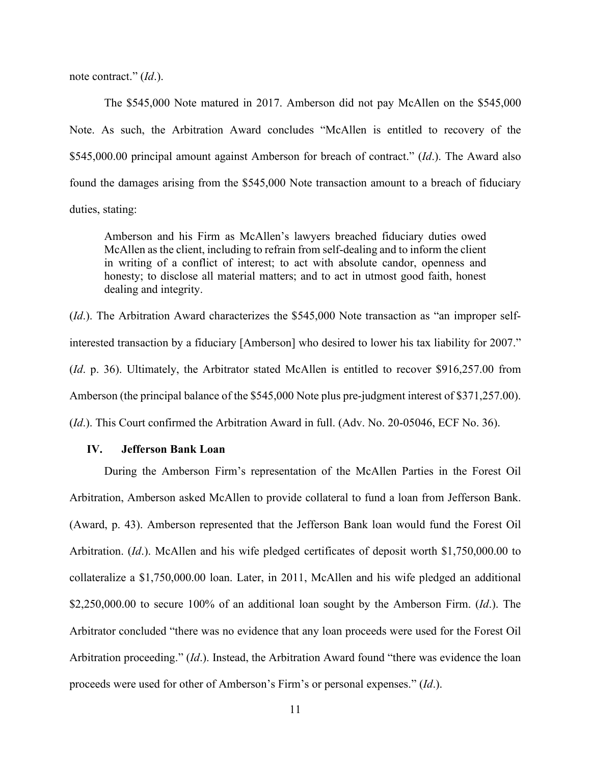note contract." (*Id*.).

The $545,000 Note matured in 2017. Amberson did not pay McAllen on the $545,000 Note. As such, the Arbitration Award concludes "McAllen is entitled to recovery of the $545,000.00 principal amount against Amberson for breach of contract." (*Id*.). The Award also found the damages arising from the $545,000 Note transaction amount to a breach of fiduciary duties, stating:

> Amberson and his Firm as McAllen's lawyers breached fiduciary duties owed McAllen as the client, including to refrain from self-dealing and to inform the client in writing of a conflict of interest; to act with absolute candor, openness and honesty; to disclose all material matters; and to act in utmost good faith, honest dealing and integrity.

(*Id*.). The Arbitration Award characterizes the $545,000 Note transaction as "an improper self-interested transaction by a fiduciary [Amberson] who desired to lower his tax liability for 2007." (*Id*. p. 36). Ultimately, the Arbitrator stated McAllen is entitled to recover $916,257.00 from Amberson (the principal balance of the $545,000 Note plus pre-judgment interest of $371,257.00). (*Id*.). This Court confirmed the Arbitration Award in full. (Adv. No. 20-05046, ECF No. 36).

## IV. Jefferson Bank Loan

During the Amberson Firm's representation of the McAllen Parties in the Forest Oil Arbitration, Amberson asked McAllen to provide collateral to fund a loan from Jefferson Bank. (Award, p. 43). Amberson represented that the Jefferson Bank loan would fund the Forest Oil Arbitration. (*Id*.). McAllen and his wife pledged certificates of deposit worth $1,750,000.00 to collateralize a $1,750,000.00 loan. Later, in 2011, McAllen and his wife pledged an additional $2,250,000.00 to secure 100% of an additional loan sought by the Amberson Firm. (*Id*.). The Arbitrator concluded "there was no evidence that any loan proceeds were used for the Forest Oil Arbitration proceeding." (*Id*.). Instead, the Arbitration Award found "there was evidence the loan proceeds were used for other of Amberson's Firm's or personal expenses." (*Id*.).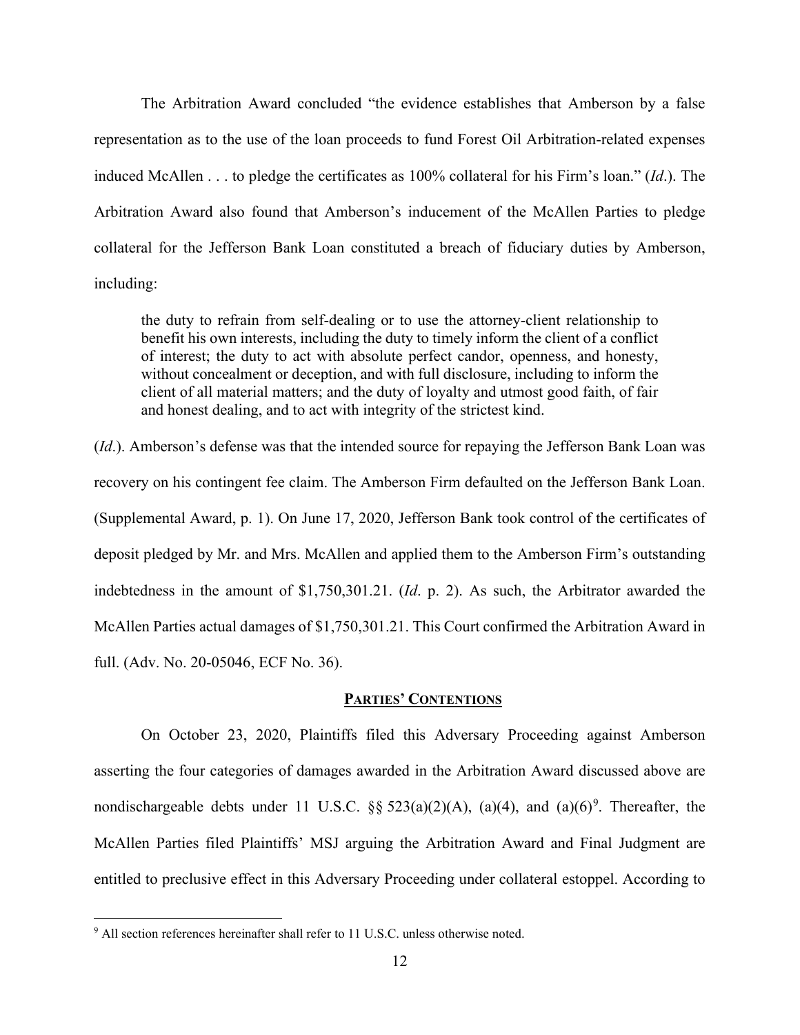The Arbitration Award concluded "the evidence establishes that Amberson by a false representation as to the use of the loan proceeds to fund Forest Oil Arbitration-related expenses induced McAllen . . . to pledge the certificates as 100% collateral for his Firm's loan." (*Id*.). The Arbitration Award also found that Amberson's inducement of the McAllen Parties to pledge collateral for the Jefferson Bank Loan constituted a breach of fiduciary duties by Amberson, including:

> the duty to refrain from self-dealing or to use the attorney-client relationship to benefit his own interests, including the duty to timely inform the client of a conflict of interest; the duty to act with absolute perfect candor, openness, and honesty, without concealment or deception, and with full disclosure, including to inform the client of all material matters; and the duty of loyalty and utmost good faith, of fair and honest dealing, and to act with integrity of the strictest kind.

(*Id*.). Amberson's defense was that the intended source for repaying the Jefferson Bank Loan was recovery on his contingent fee claim. The Amberson Firm defaulted on the Jefferson Bank Loan. (Supplemental Award, p. 1). On June 17, 2020, Jefferson Bank took control of the certificates of deposit pledged by Mr. and Mrs. McAllen and applied them to the Amberson Firm's outstanding indebtedness in the amount of $1,750,301.21. (*Id*. p. 2). As such, the Arbitrator awarded the McAllen Parties actual damages of $1,750,301.21. This Court confirmed the Arbitration Award in full. (Adv. No. 20-05046, ECF No. 36).

## PARTIES' CONTENTIONS

On October 23, 2020, Plaintiffs filed this Adversary Proceeding against Amberson asserting the four categories of damages awarded in the Arbitration Award discussed above are nondischargeable debts under 11 U.S.C. §§ 523(a)(2)(A), (a)(4), and (a)(6)[9]. Thereafter, the McAllen Parties filed Plaintiffs' MSJ arguing the Arbitration Award and Final Judgment are entitled to preclusive effect in this Adversary Proceeding under collateral estoppel. According to

---

[9] All section references hereinafter shall refer to 11 U.S.C. unless otherwise noted.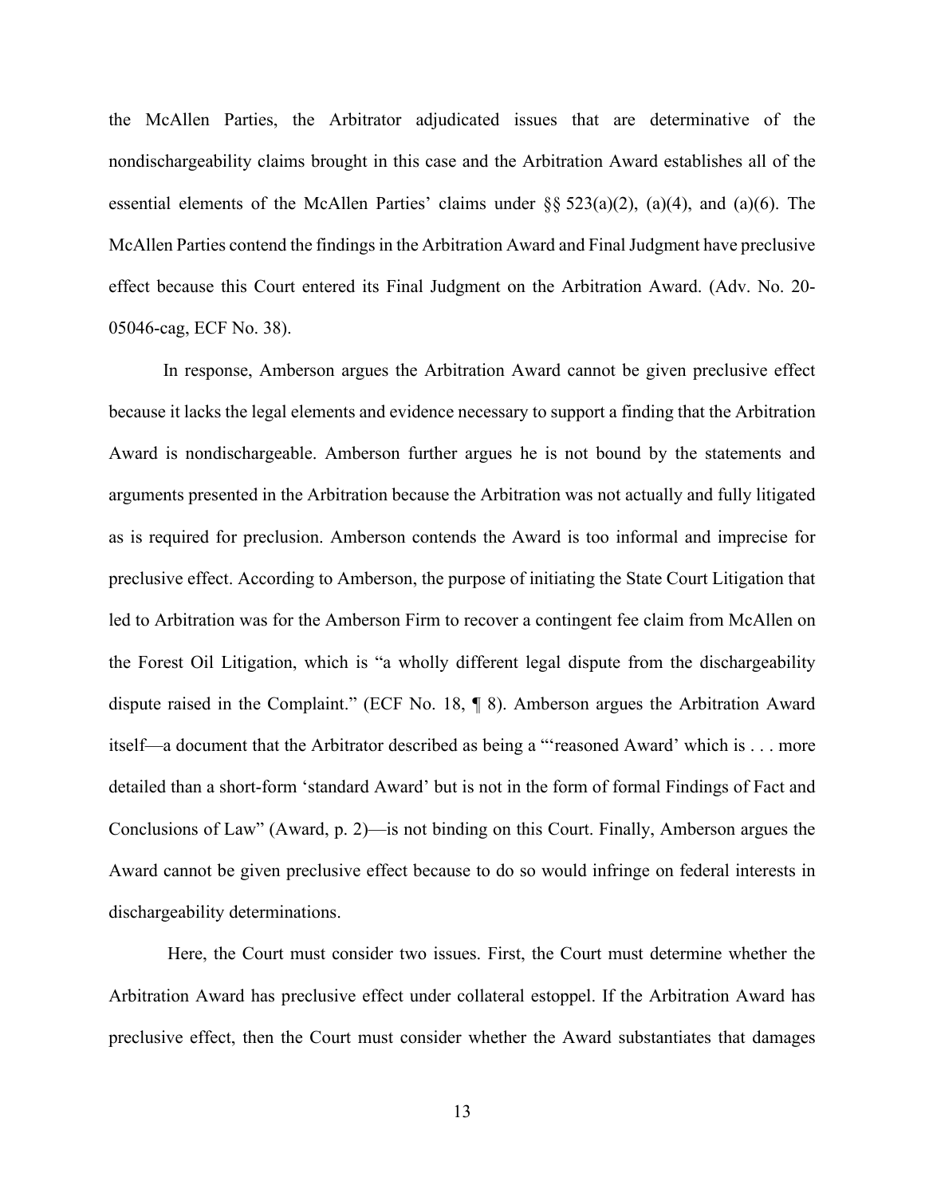the McAllen Parties, the Arbitrator adjudicated issues that are determinative of the nondischargeability claims brought in this case and the Arbitration Award establishes all of the essential elements of the McAllen Parties' claims under §§ 523(a)(2), (a)(4), and (a)(6). The McAllen Parties contend the findings in the Arbitration Award and Final Judgment have preclusive effect because this Court entered its Final Judgment on the Arbitration Award. (Adv. No. 20-05046-cag, ECF No. 38).

In response, Amberson argues the Arbitration Award cannot be given preclusive effect because it lacks the legal elements and evidence necessary to support a finding that the Arbitration Award is nondischargeable. Amberson further argues he is not bound by the statements and arguments presented in the Arbitration because the Arbitration was not actually and fully litigated as is required for preclusion. Amberson contends the Award is too informal and imprecise for preclusive effect. According to Amberson, the purpose of initiating the State Court Litigation that led to Arbitration was for the Amberson Firm to recover a contingent fee claim from McAllen on the Forest Oil Litigation, which is "a wholly different legal dispute from the dischargeability dispute raised in the Complaint." (ECF No. 18, ¶ 8). Amberson argues the Arbitration Award itself—a document that the Arbitrator described as being a "'reasoned Award' which is . . . more detailed than a short-form 'standard Award' but is not in the form of formal Findings of Fact and Conclusions of Law" (Award, p. 2)—is not binding on this Court. Finally, Amberson argues the Award cannot be given preclusive effect because to do so would infringe on federal interests in dischargeability determinations.

Here, the Court must consider two issues. First, the Court must determine whether the Arbitration Award has preclusive effect under collateral estoppel. If the Arbitration Award has preclusive effect, then the Court must consider whether the Award substantiates that damages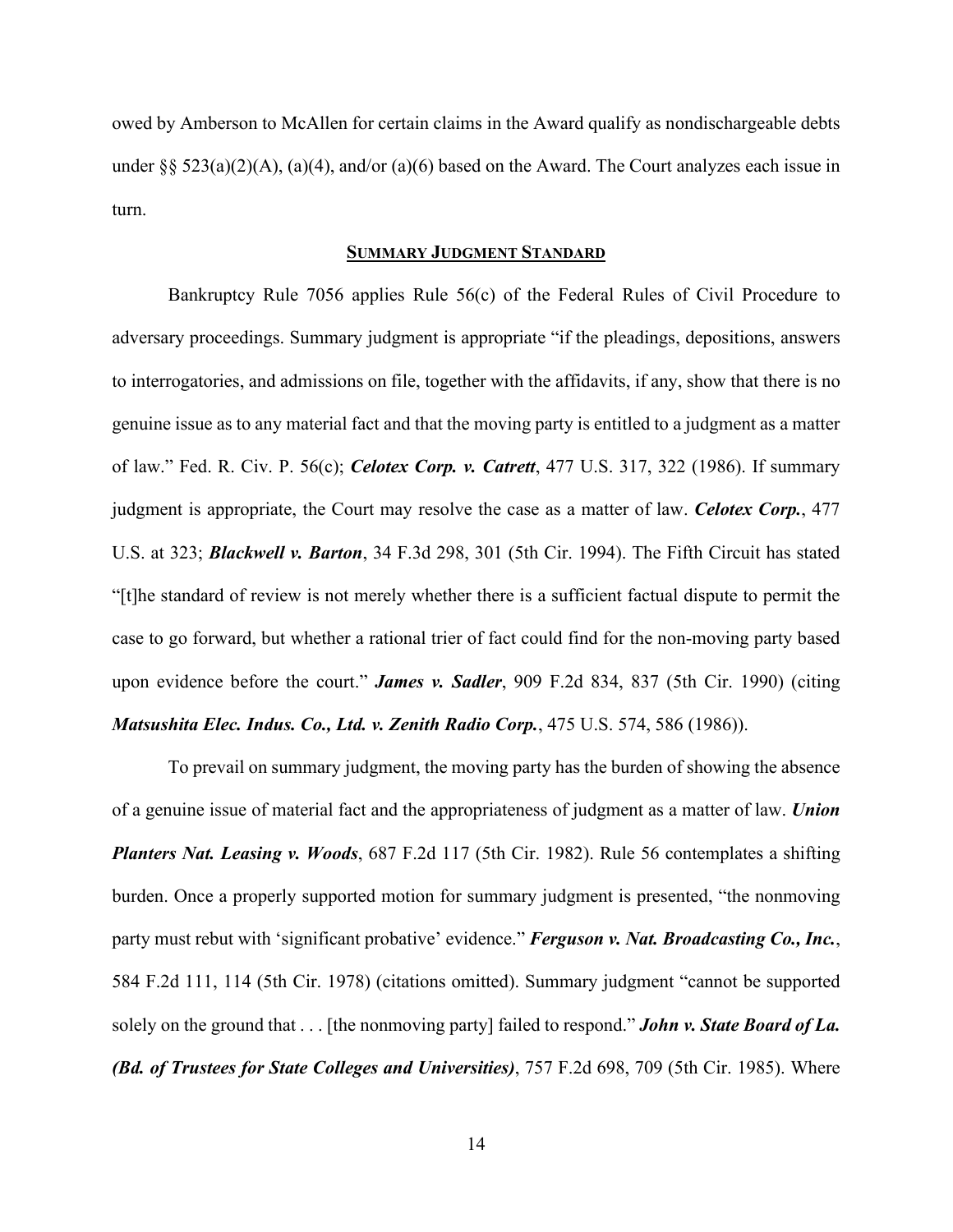owed by Amberson to McAllen for certain claims in the Award qualify as nondischargeable debts under §§ 523(a)(2)(A), (a)(4), and/or (a)(6) based on the Award. The Court analyzes each issue in turn.

## SUMMARY JUDGMENT STANDARD

Bankruptcy Rule 7056 applies Rule 56(c) of the Federal Rules of Civil Procedure to adversary proceedings. Summary judgment is appropriate "if the pleadings, depositions, answers to interrogatories, and admissions on file, together with the affidavits, if any, show that there is no genuine issue as to any material fact and that the moving party is entitled to a judgment as a matter of law." Fed. R. Civ. P. 56(c); ***Celotex Corp. v. Catrett***, 477 U.S. 317, 322 (1986). If summary judgment is appropriate, the Court may resolve the case as a matter of law. ***Celotex Corp.***, 477 U.S. at 323; ***Blackwell v. Barton***, 34 F.3d 298, 301 (5th Cir. 1994). The Fifth Circuit has stated "[t]he standard of review is not merely whether there is a sufficient factual dispute to permit the case to go forward, but whether a rational trier of fact could find for the non-moving party based upon evidence before the court." ***James v. Sadler***, 909 F.2d 834, 837 (5th Cir. 1990) (citing ***Matsushita Elec. Indus. Co., Ltd. v. Zenith Radio Corp.***, 475 U.S. 574, 586 (1986)).

To prevail on summary judgment, the moving party has the burden of showing the absence of a genuine issue of material fact and the appropriateness of judgment as a matter of law. ***Union Planters Nat. Leasing v. Woods***, 687 F.2d 117 (5th Cir. 1982). Rule 56 contemplates a shifting burden. Once a properly supported motion for summary judgment is presented, "the nonmoving party must rebut with 'significant probative' evidence." ***Ferguson v. Nat. Broadcasting Co., Inc.***, 584 F.2d 111, 114 (5th Cir. 1978) (citations omitted). Summary judgment "cannot be supported solely on the ground that . . . [the nonmoving party] failed to respond." ***John v. State Board of La. (Bd. of Trustees for State Colleges and Universities)***, 757 F.2d 698, 709 (5th Cir. 1985). Where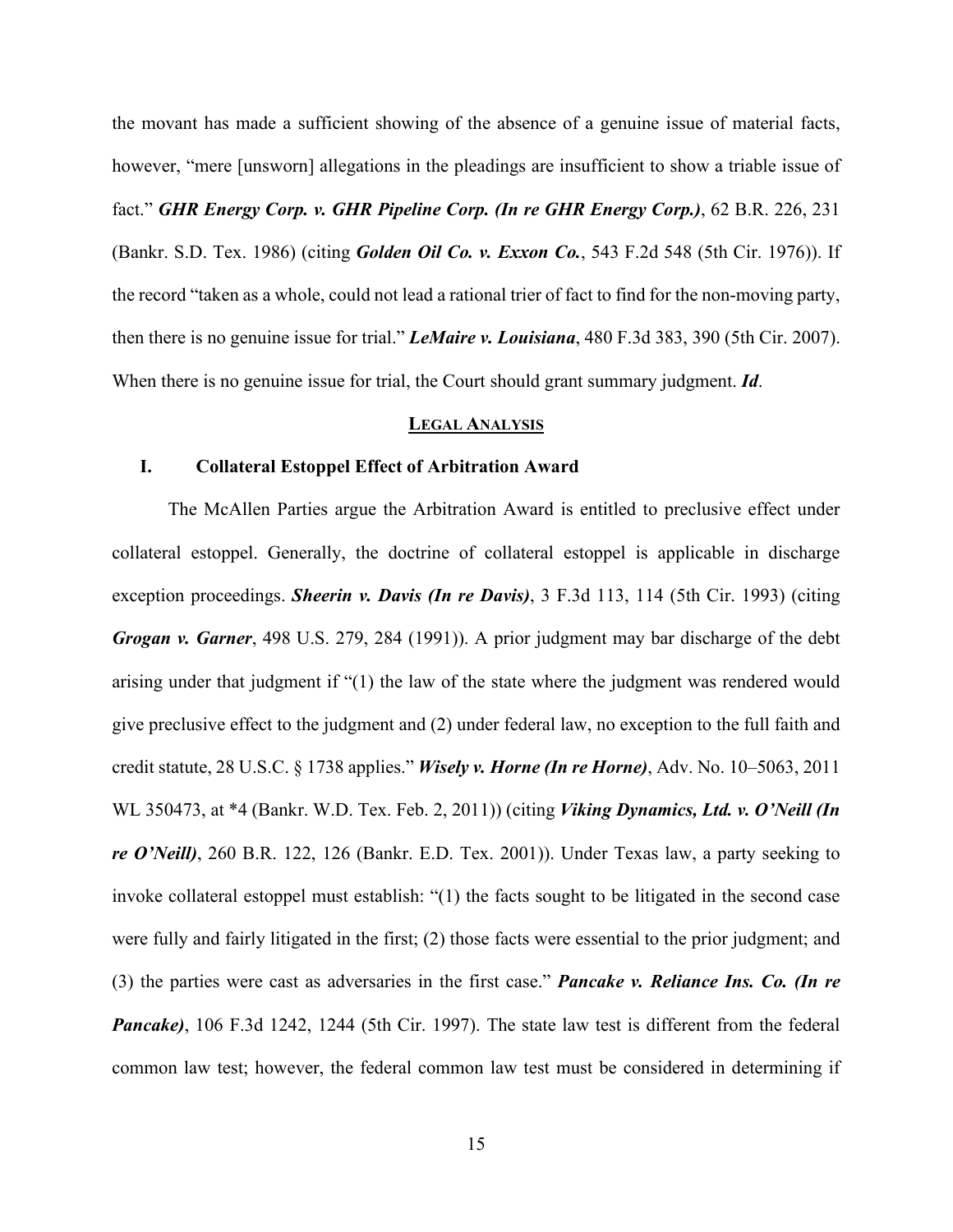the movant has made a sufficient showing of the absence of a genuine issue of material facts, however, "mere [unsworn] allegations in the pleadings are insufficient to show a triable issue of fact." ***GHR Energy Corp. v. GHR Pipeline Corp. (In re GHR Energy Corp.)***, 62 B.R. 226, 231 (Bankr. S.D. Tex. 1986) (citing ***Golden Oil Co. v. Exxon Co.***, 543 F.2d 548 (5th Cir. 1976)). If the record "taken as a whole, could not lead a rational trier of fact to find for the non-moving party, then there is no genuine issue for trial." ***LeMaire v. Louisiana***, 480 F.3d 383, 390 (5th Cir. 2007). When there is no genuine issue for trial, the Court should grant summary judgment. ***Id***.

## LEGAL ANALYSIS

### I. Collateral Estoppel Effect of Arbitration Award

The McAllen Parties argue the Arbitration Award is entitled to preclusive effect under collateral estoppel. Generally, the doctrine of collateral estoppel is applicable in discharge exception proceedings. ***Sheerin v. Davis (In re Davis)***, 3 F.3d 113, 114 (5th Cir. 1993) (citing ***Grogan v. Garner***, 498 U.S. 279, 284 (1991)). A prior judgment may bar discharge of the debt arising under that judgment if "(1) the law of the state where the judgment was rendered would give preclusive effect to the judgment and (2) under federal law, no exception to the full faith and credit statute, 28 U.S.C. § 1738 applies." ***Wisely v. Horne (In re Horne)***, Adv. No. 10–5063, 2011 WL 350473, at *4 (Bankr. W.D. Tex. Feb. 2, 2011)) (citing ***Viking Dynamics, Ltd. v. O'Neill (In re O'Neill)***, 260 B.R. 122, 126 (Bankr. E.D. Tex. 2001)). Under Texas law, a party seeking to invoke collateral estoppel must establish: "(1) the facts sought to be litigated in the second case were fully and fairly litigated in the first; (2) those facts were essential to the prior judgment; and (3) the parties were cast as adversaries in the first case." ***Pancake v. Reliance Ins. Co. (In re Pancake)***, 106 F.3d 1242, 1244 (5th Cir. 1997). The state law test is different from the federal common law test; however, the federal common law test must be considered in determining if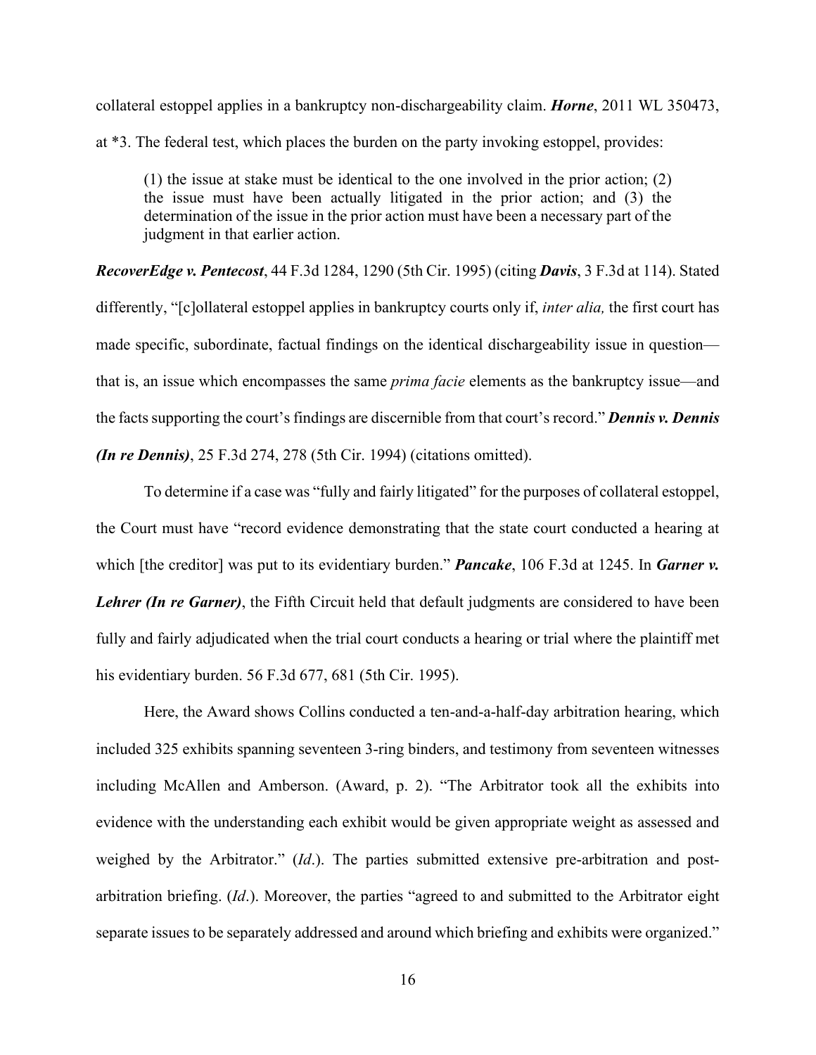collateral estoppel applies in a bankruptcy non-dischargeability claim. ***Horne***, 2011 WL 350473, at *3. The federal test, which places the burden on the party invoking estoppel, provides:

> (1) the issue at stake must be identical to the one involved in the prior action; (2) the issue must have been actually litigated in the prior action; and (3) the determination of the issue in the prior action must have been a necessary part of the judgment in that earlier action.

***RecoverEdge v. Pentecost***, 44 F.3d 1284, 1290 (5th Cir. 1995) (citing ***Davis***, 3 F.3d at 114). Stated differently, "[c]ollateral estoppel applies in bankruptcy courts only if, *inter alia,* the first court has made specific, subordinate, factual findings on the identical dischargeability issue in question—that is, an issue which encompasses the same *prima facie* elements as the bankruptcy issue—and the facts supporting the court's findings are discernible from that court's record." ***Dennis v. Dennis (In re Dennis)***, 25 F.3d 274, 278 (5th Cir. 1994) (citations omitted).

To determine if a case was "fully and fairly litigated" for the purposes of collateral estoppel, the Court must have "record evidence demonstrating that the state court conducted a hearing at which [the creditor] was put to its evidentiary burden." ***Pancake***, 106 F.3d at 1245. In ***Garner v. Lehrer (In re Garner)***, the Fifth Circuit held that default judgments are considered to have been fully and fairly adjudicated when the trial court conducts a hearing or trial where the plaintiff met his evidentiary burden. 56 F.3d 677, 681 (5th Cir. 1995).

Here, the Award shows Collins conducted a ten-and-a-half-day arbitration hearing, which included 325 exhibits spanning seventeen 3-ring binders, and testimony from seventeen witnesses including McAllen and Amberson. (Award, p. 2). "The Arbitrator took all the exhibits into evidence with the understanding each exhibit would be given appropriate weight as assessed and weighed by the Arbitrator." (*Id*.). The parties submitted extensive pre-arbitration and post-arbitration briefing. (*Id*.). Moreover, the parties "agreed to and submitted to the Arbitrator eight separate issues to be separately addressed and around which briefing and exhibits were organized."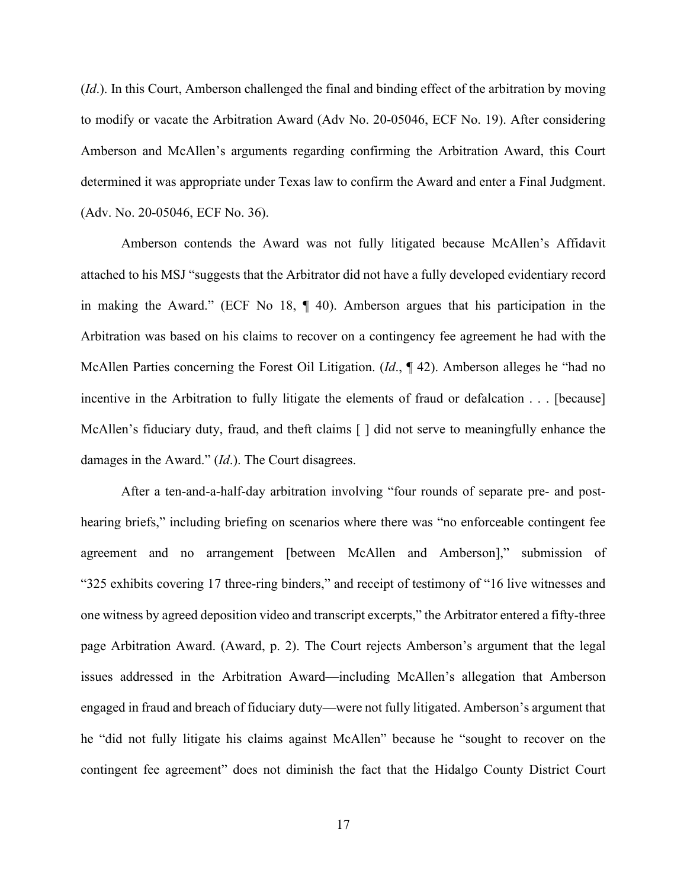(*Id*.). In this Court, Amberson challenged the final and binding effect of the arbitration by moving to modify or vacate the Arbitration Award (Adv No. 20-05046, ECF No. 19). After considering Amberson and McAllen's arguments regarding confirming the Arbitration Award, this Court determined it was appropriate under Texas law to confirm the Award and enter a Final Judgment. (Adv. No. 20-05046, ECF No. 36).

Amberson contends the Award was not fully litigated because McAllen's Affidavit attached to his MSJ "suggests that the Arbitrator did not have a fully developed evidentiary record in making the Award." (ECF No 18, ¶ 40). Amberson argues that his participation in the Arbitration was based on his claims to recover on a contingency fee agreement he had with the McAllen Parties concerning the Forest Oil Litigation. (*Id*., ¶ 42). Amberson alleges he "had no incentive in the Arbitration to fully litigate the elements of fraud or defalcation . . . [because] McAllen's fiduciary duty, fraud, and theft claims [ ] did not serve to meaningfully enhance the damages in the Award." (*Id*.). The Court disagrees.

After a ten-and-a-half-day arbitration involving "four rounds of separate pre- and post-hearing briefs," including briefing on scenarios where there was "no enforceable contingent fee agreement and no arrangement [between McAllen and Amberson]," submission of "325 exhibits covering 17 three-ring binders," and receipt of testimony of "16 live witnesses and one witness by agreed deposition video and transcript excerpts," the Arbitrator entered a fifty-three page Arbitration Award. (Award, p. 2). The Court rejects Amberson's argument that the legal issues addressed in the Arbitration Award—including McAllen's allegation that Amberson engaged in fraud and breach of fiduciary duty—were not fully litigated. Amberson's argument that he "did not fully litigate his claims against McAllen" because he "sought to recover on the contingent fee agreement" does not diminish the fact that the Hidalgo County District Court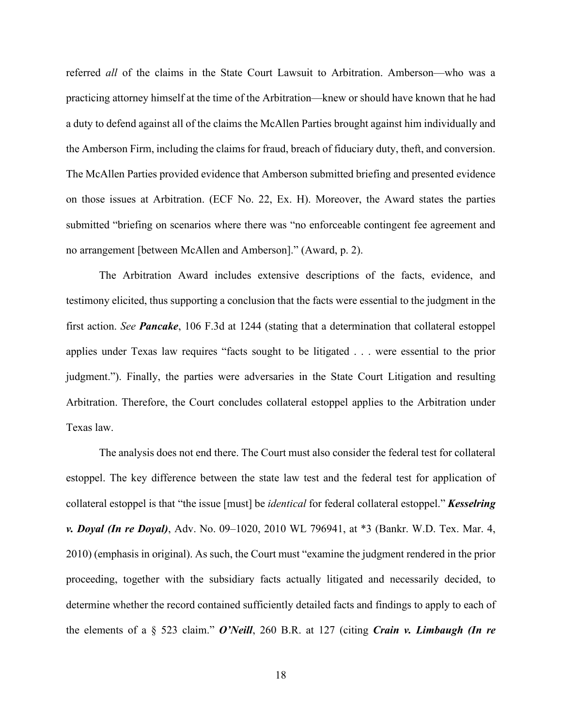referred *all* of the claims in the State Court Lawsuit to Arbitration. Amberson—who was a practicing attorney himself at the time of the Arbitration—knew or should have known that he had a duty to defend against all of the claims the McAllen Parties brought against him individually and the Amberson Firm, including the claims for fraud, breach of fiduciary duty, theft, and conversion. The McAllen Parties provided evidence that Amberson submitted briefing and presented evidence on those issues at Arbitration. (ECF No. 22, Ex. H). Moreover, the Award states the parties submitted "briefing on scenarios where there was "no enforceable contingent fee agreement and no arrangement [between McAllen and Amberson]." (Award, p. 2).

The Arbitration Award includes extensive descriptions of the facts, evidence, and testimony elicited, thus supporting a conclusion that the facts were essential to the judgment in the first action. *See* ***Pancake***, 106 F.3d at 1244 (stating that a determination that collateral estoppel applies under Texas law requires "facts sought to be litigated . . . were essential to the prior judgment."). Finally, the parties were adversaries in the State Court Litigation and resulting Arbitration. Therefore, the Court concludes collateral estoppel applies to the Arbitration under Texas law.

The analysis does not end there. The Court must also consider the federal test for collateral estoppel. The key difference between the state law test and the federal test for application of collateral estoppel is that "the issue [must] be *identical* for federal collateral estoppel." ***Kesselring v. Doyal (In re Doyal)***, Adv. No. 09–1020, 2010 WL 796941, at *3 (Bankr. W.D. Tex. Mar. 4, 2010) (emphasis in original). As such, the Court must "examine the judgment rendered in the prior proceeding, together with the subsidiary facts actually litigated and necessarily decided, to determine whether the record contained sufficiently detailed facts and findings to apply to each of the elements of a § 523 claim." ***O'Neill***, 260 B.R. at 127 (citing ***Crain v. Limbaugh (In re***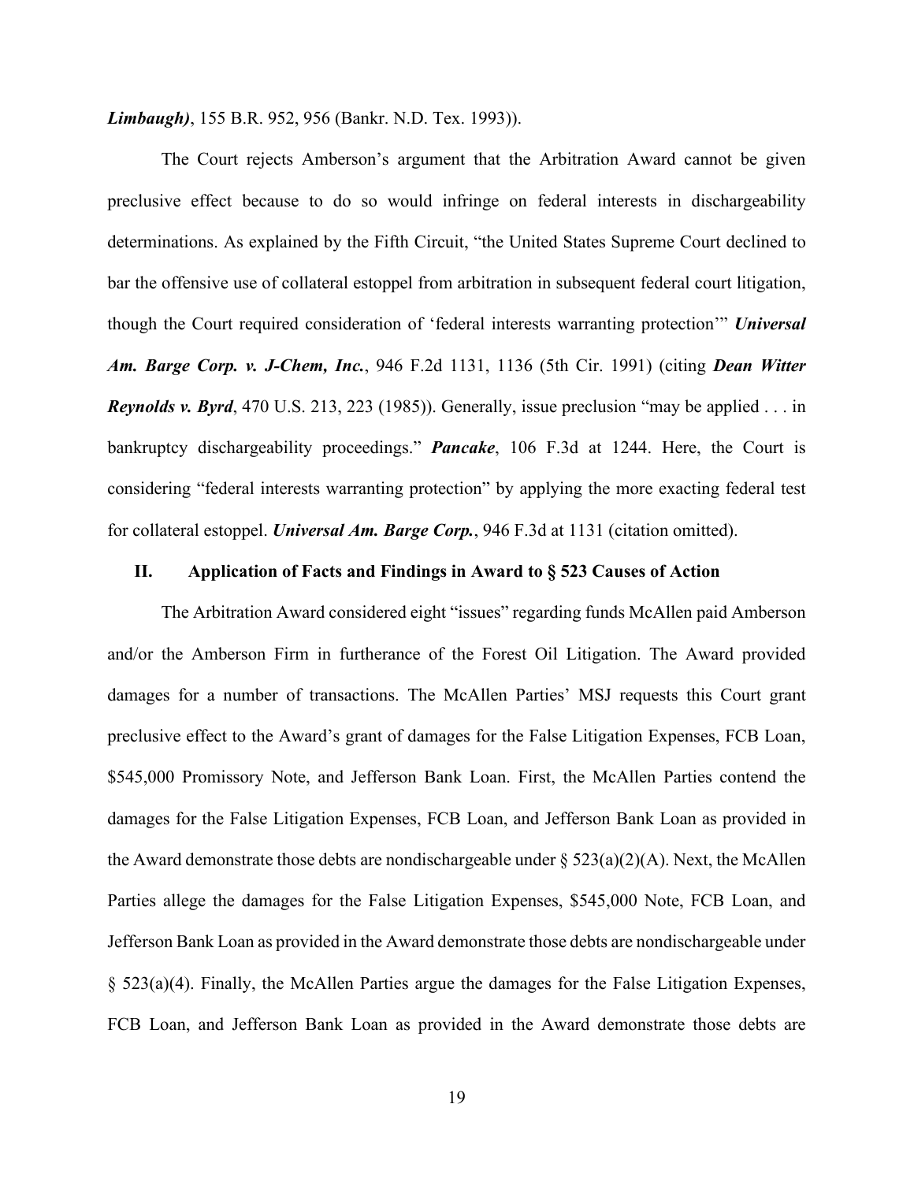***Limbaugh)***, 155 B.R. 952, 956 (Bankr. N.D. Tex. 1993)).

The Court rejects Amberson's argument that the Arbitration Award cannot be given preclusive effect because to do so would infringe on federal interests in dischargeability determinations. As explained by the Fifth Circuit, "the United States Supreme Court declined to bar the offensive use of collateral estoppel from arbitration in subsequent federal court litigation, though the Court required consideration of 'federal interests warranting protection'" ***Universal Am. Barge Corp. v. J-Chem, Inc.***, 946 F.2d 1131, 1136 (5th Cir. 1991) (citing ***Dean Witter Reynolds v. Byrd***, 470 U.S. 213, 223 (1985)). Generally, issue preclusion "may be applied . . . in bankruptcy dischargeability proceedings." ***Pancake***, 106 F.3d at 1244. Here, the Court is considering "federal interests warranting protection" by applying the more exacting federal test for collateral estoppel. ***Universal Am. Barge Corp.***, 946 F.3d at 1131 (citation omitted).

## II. Application of Facts and Findings in Award to § 523 Causes of Action

The Arbitration Award considered eight "issues" regarding funds McAllen paid Amberson and/or the Amberson Firm in furtherance of the Forest Oil Litigation. The Award provided damages for a number of transactions. The McAllen Parties' MSJ requests this Court grant preclusive effect to the Award's grant of damages for the False Litigation Expenses, FCB Loan, $545,000 Promissory Note, and Jefferson Bank Loan. First, the McAllen Parties contend the damages for the False Litigation Expenses, FCB Loan, and Jefferson Bank Loan as provided in the Award demonstrate those debts are nondischargeable under § 523(a)(2)(A). Next, the McAllen Parties allege the damages for the False Litigation Expenses, $545,000 Note, FCB Loan, and Jefferson Bank Loan as provided in the Award demonstrate those debts are nondischargeable under § 523(a)(4). Finally, the McAllen Parties argue the damages for the False Litigation Expenses, FCB Loan, and Jefferson Bank Loan as provided in the Award demonstrate those debts are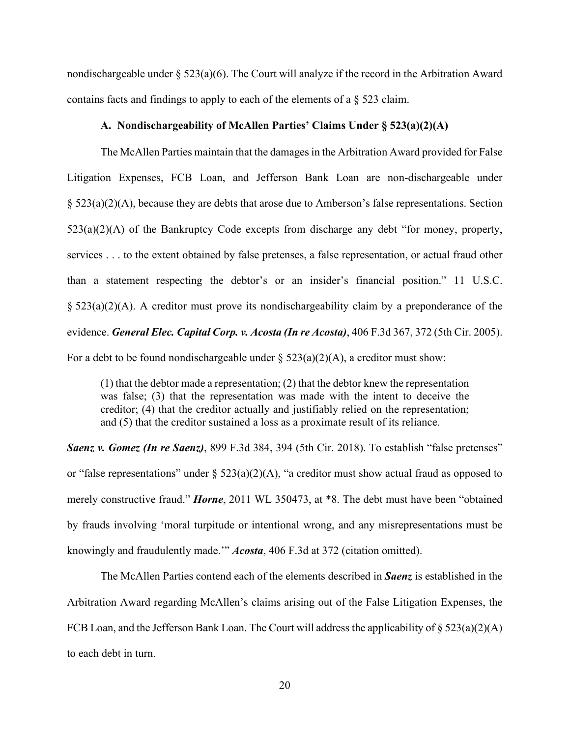nondischargeable under § 523(a)(6). The Court will analyze if the record in the Arbitration Award contains facts and findings to apply to each of the elements of a § 523 claim.

### A. Nondischargeability of McAllen Parties' Claims Under § 523(a)(2)(A)

The McAllen Parties maintain that the damages in the Arbitration Award provided for False Litigation Expenses, FCB Loan, and Jefferson Bank Loan are non-dischargeable under § 523(a)(2)(A), because they are debts that arose due to Amberson's false representations. Section 523(a)(2)(A) of the Bankruptcy Code excepts from discharge any debt "for money, property, services . . . to the extent obtained by false pretenses, a false representation, or actual fraud other than a statement respecting the debtor's or an insider's financial position." 11 U.S.C. § 523(a)(2)(A). A creditor must prove its nondischargeability claim by a preponderance of the evidence. ***General Elec. Capital Corp. v. Acosta (In re Acosta)***, 406 F.3d 367, 372 (5th Cir. 2005). For a debt to be found nondischargeable under § 523(a)(2)(A), a creditor must show:

> (1) that the debtor made a representation; (2) that the debtor knew the representation was false; (3) that the representation was made with the intent to deceive the creditor; (4) that the creditor actually and justifiably relied on the representation; and (5) that the creditor sustained a loss as a proximate result of its reliance.

***Saenz v. Gomez (In re Saenz)***, 899 F.3d 384, 394 (5th Cir. 2018). To establish "false pretenses" or "false representations" under § 523(a)(2)(A), "a creditor must show actual fraud as opposed to merely constructive fraud." ***Horne***, 2011 WL 350473, at *8. The debt must have been "obtained by frauds involving 'moral turpitude or intentional wrong, and any misrepresentations must be knowingly and fraudulently made.'" ***Acosta***, 406 F.3d at 372 (citation omitted).

The McAllen Parties contend each of the elements described in ***Saenz*** is established in the Arbitration Award regarding McAllen's claims arising out of the False Litigation Expenses, the FCB Loan, and the Jefferson Bank Loan. The Court will address the applicability of § 523(a)(2)(A) to each debt in turn.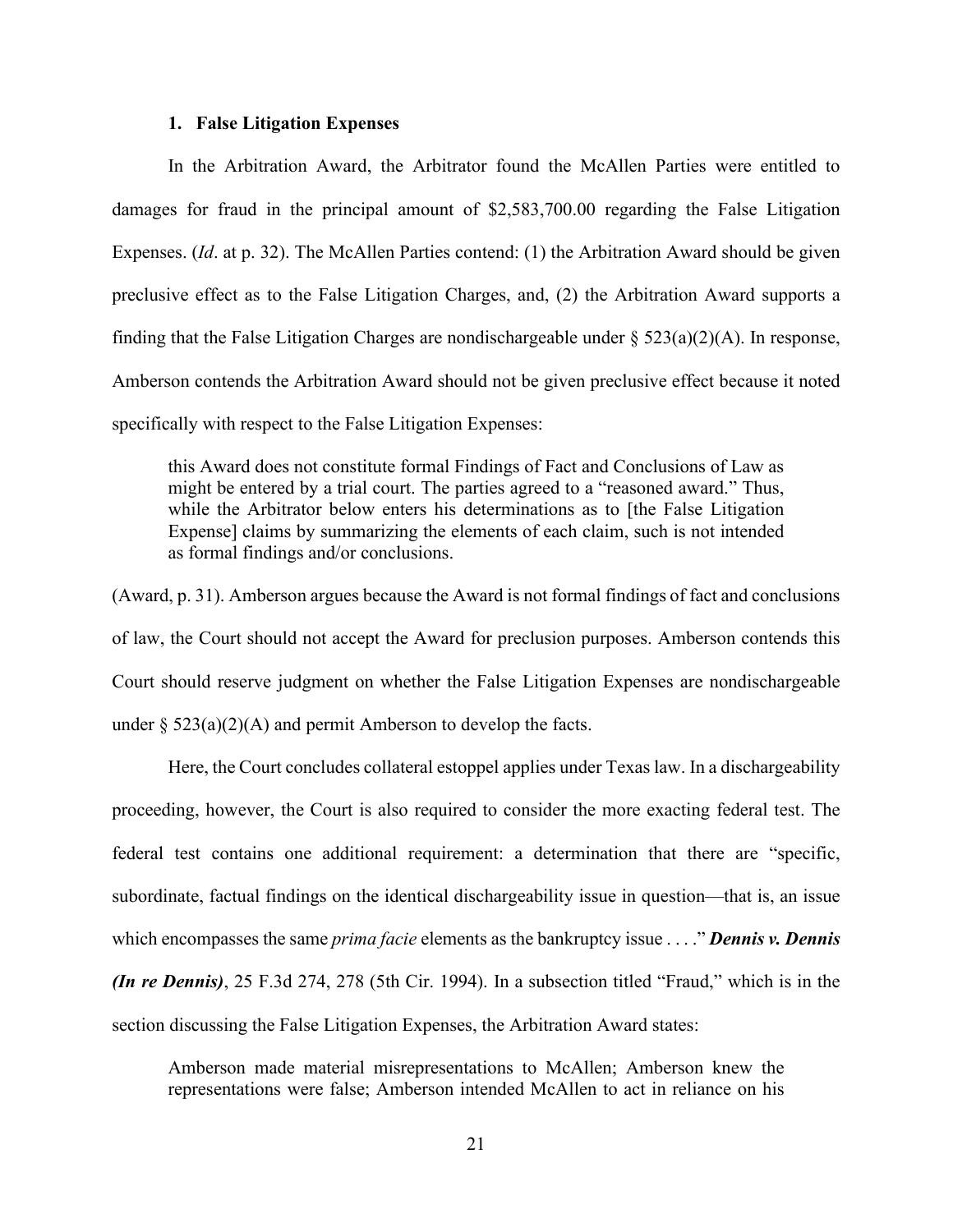### 1. False Litigation Expenses

In the Arbitration Award, the Arbitrator found the McAllen Parties were entitled to damages for fraud in the principal amount of $2,583,700.00 regarding the False Litigation Expenses. (*Id*. at p. 32). The McAllen Parties contend: (1) the Arbitration Award should be given preclusive effect as to the False Litigation Charges, and, (2) the Arbitration Award supports a finding that the False Litigation Charges are nondischargeable under § 523(a)(2)(A). In response, Amberson contends the Arbitration Award should not be given preclusive effect because it noted specifically with respect to the False Litigation Expenses:

> this Award does not constitute formal Findings of Fact and Conclusions of Law as might be entered by a trial court. The parties agreed to a "reasoned award." Thus, while the Arbitrator below enters his determinations as to [the False Litigation Expense] claims by summarizing the elements of each claim, such is not intended as formal findings and/or conclusions.

(Award, p. 31). Amberson argues because the Award is not formal findings of fact and conclusions of law, the Court should not accept the Award for preclusion purposes. Amberson contends this Court should reserve judgment on whether the False Litigation Expenses are nondischargeable under § 523(a)(2)(A) and permit Amberson to develop the facts.

Here, the Court concludes collateral estoppel applies under Texas law. In a dischargeability proceeding, however, the Court is also required to consider the more exacting federal test. The federal test contains one additional requirement: a determination that there are "specific, subordinate, factual findings on the identical dischargeability issue in question—that is, an issue which encompasses the same *prima facie* elements as the bankruptcy issue . . . ." ***Dennis v. Dennis (In re Dennis)***, 25 F.3d 274, 278 (5th Cir. 1994). In a subsection titled "Fraud," which is in the section discussing the False Litigation Expenses, the Arbitration Award states:

> Amberson made material misrepresentations to McAllen; Amberson knew the representations were false; Amberson intended McAllen to act in reliance on his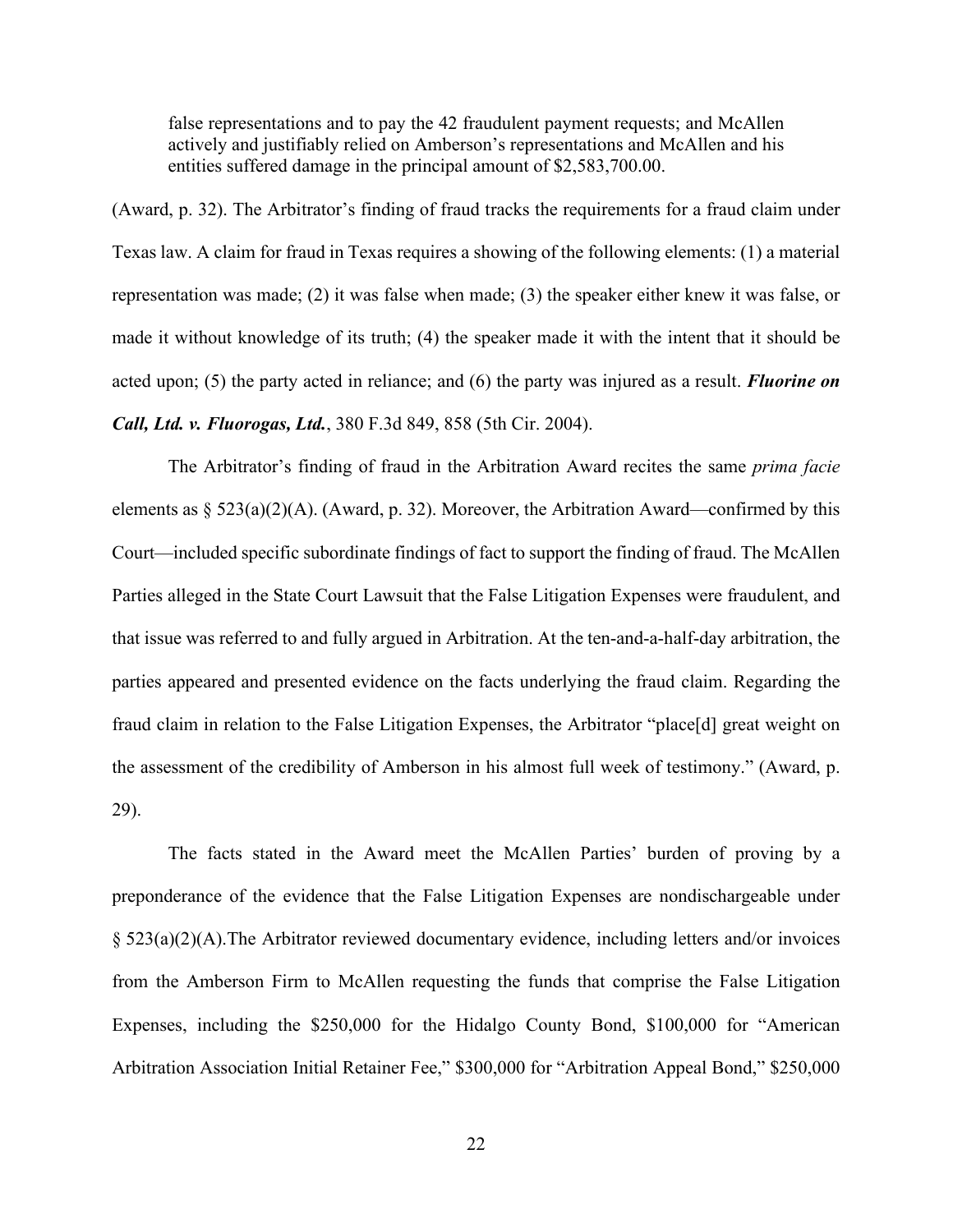> false representations and to pay the 42 fraudulent payment requests; and McAllen actively and justifiably relied on Amberson's representations and McAllen and his entities suffered damage in the principal amount of $2,583,700.00.

(Award, p. 32). The Arbitrator's finding of fraud tracks the requirements for a fraud claim under Texas law. A claim for fraud in Texas requires a showing of the following elements: (1) a material representation was made; (2) it was false when made; (3) the speaker either knew it was false, or made it without knowledge of its truth; (4) the speaker made it with the intent that it should be acted upon; (5) the party acted in reliance; and (6) the party was injured as a result. ***Fluorine on Call, Ltd. v. Fluorogas, Ltd.***, 380 F.3d 849, 858 (5th Cir. 2004).

The Arbitrator's finding of fraud in the Arbitration Award recites the same *prima facie* elements as § 523(a)(2)(A). (Award, p. 32). Moreover, the Arbitration Award—confirmed by this Court—included specific subordinate findings of fact to support the finding of fraud. The McAllen Parties alleged in the State Court Lawsuit that the False Litigation Expenses were fraudulent, and that issue was referred to and fully argued in Arbitration. At the ten-and-a-half-day arbitration, the parties appeared and presented evidence on the facts underlying the fraud claim. Regarding the fraud claim in relation to the False Litigation Expenses, the Arbitrator "place[d] great weight on the assessment of the credibility of Amberson in his almost full week of testimony." (Award, p. 29).

The facts stated in the Award meet the McAllen Parties' burden of proving by a preponderance of the evidence that the False Litigation Expenses are nondischargeable under § 523(a)(2)(A).The Arbitrator reviewed documentary evidence, including letters and/or invoices from the Amberson Firm to McAllen requesting the funds that comprise the False Litigation Expenses, including the $250,000 for the Hidalgo County Bond, $100,000 for "American Arbitration Association Initial Retainer Fee," $300,000 for "Arbitration Appeal Bond," $250,000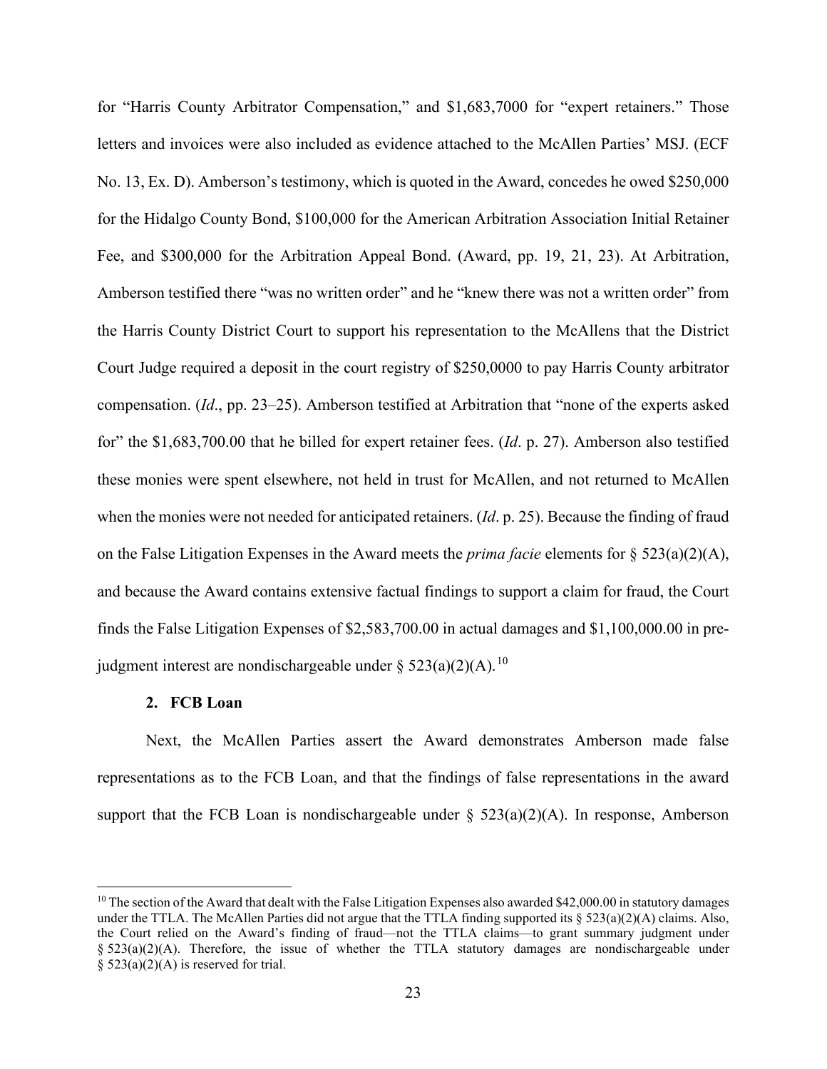for "Harris County Arbitrator Compensation," and $1,683,7000 for "expert retainers." Those letters and invoices were also included as evidence attached to the McAllen Parties' MSJ. (ECF No. 13, Ex. D). Amberson's testimony, which is quoted in the Award, concedes he owed $250,000 for the Hidalgo County Bond, $100,000 for the American Arbitration Association Initial Retainer Fee, and $300,000 for the Arbitration Appeal Bond. (Award, pp. 19, 21, 23). At Arbitration, Amberson testified there "was no written order" and he "knew there was not a written order" from the Harris County District Court to support his representation to the McAllens that the District Court Judge required a deposit in the court registry of $250,0000 to pay Harris County arbitrator compensation. (*Id*., pp. 23–25). Amberson testified at Arbitration that "none of the experts asked for" the $1,683,700.00 that he billed for expert retainer fees. (*Id*. p. 27). Amberson also testified these monies were spent elsewhere, not held in trust for McAllen, and not returned to McAllen when the monies were not needed for anticipated retainers. (*Id*. p. 25). Because the finding of fraud on the False Litigation Expenses in the Award meets the *prima facie* elements for § 523(a)(2)(A), and because the Award contains extensive factual findings to support a claim for fraud, the Court finds the False Litigation Expenses of $2,583,700.00 in actual damages and $1,100,000.00 in pre-judgment interest are nondischargeable under § 523(a)(2)(A).[10]

**2. FCB Loan**

Next, the McAllen Parties assert the Award demonstrates Amberson made false representations as to the FCB Loan, and that the findings of false representations in the award support that the FCB Loan is nondischargeable under § 523(a)(2)(A). In response, Amberson

---

[10] The section of the Award that dealt with the False Litigation Expenses also awarded $42,000.00 in statutory damages under the TTLA. The McAllen Parties did not argue that the TTLA finding supported its § 523(a)(2)(A) claims. Also, the Court relied on the Award's finding of fraud—not the TTLA claims—to grant summary judgment under § 523(a)(2)(A). Therefore, the issue of whether the TTLA statutory damages are nondischargeable under § 523(a)(2)(A) is reserved for trial.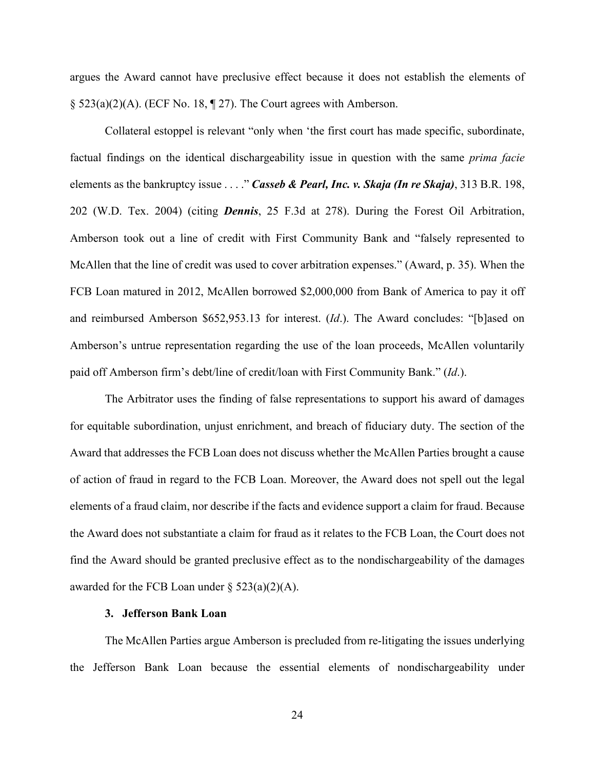argues the Award cannot have preclusive effect because it does not establish the elements of § 523(a)(2)(A). (ECF No. 18, ¶ 27). The Court agrees with Amberson.

Collateral estoppel is relevant "only when 'the first court has made specific, subordinate, factual findings on the identical dischargeability issue in question with the same *prima facie* elements as the bankruptcy issue . . . ." ***Casseb & Pearl, Inc. v. Skaja (In re Skaja)***, 313 B.R. 198, 202 (W.D. Tex. 2004) (citing ***Dennis***, 25 F.3d at 278). During the Forest Oil Arbitration, Amberson took out a line of credit with First Community Bank and "falsely represented to McAllen that the line of credit was used to cover arbitration expenses." (Award, p. 35). When the FCB Loan matured in 2012, McAllen borrowed $2,000,000 from Bank of America to pay it off and reimbursed Amberson $652,953.13 for interest. (*Id*.). The Award concludes: "[b]ased on Amberson's untrue representation regarding the use of the loan proceeds, McAllen voluntarily paid off Amberson firm's debt/line of credit/loan with First Community Bank." (*Id*.).

The Arbitrator uses the finding of false representations to support his award of damages for equitable subordination, unjust enrichment, and breach of fiduciary duty. The section of the Award that addresses the FCB Loan does not discuss whether the McAllen Parties brought a cause of action of fraud in regard to the FCB Loan. Moreover, the Award does not spell out the legal elements of a fraud claim, nor describe if the facts and evidence support a claim for fraud. Because the Award does not substantiate a claim for fraud as it relates to the FCB Loan, the Court does not find the Award should be granted preclusive effect as to the nondischargeability of the damages awarded for the FCB Loan under § 523(a)(2)(A).

### 3. Jefferson Bank Loan

The McAllen Parties argue Amberson is precluded from re-litigating the issues underlying the Jefferson Bank Loan because the essential elements of nondischargeability under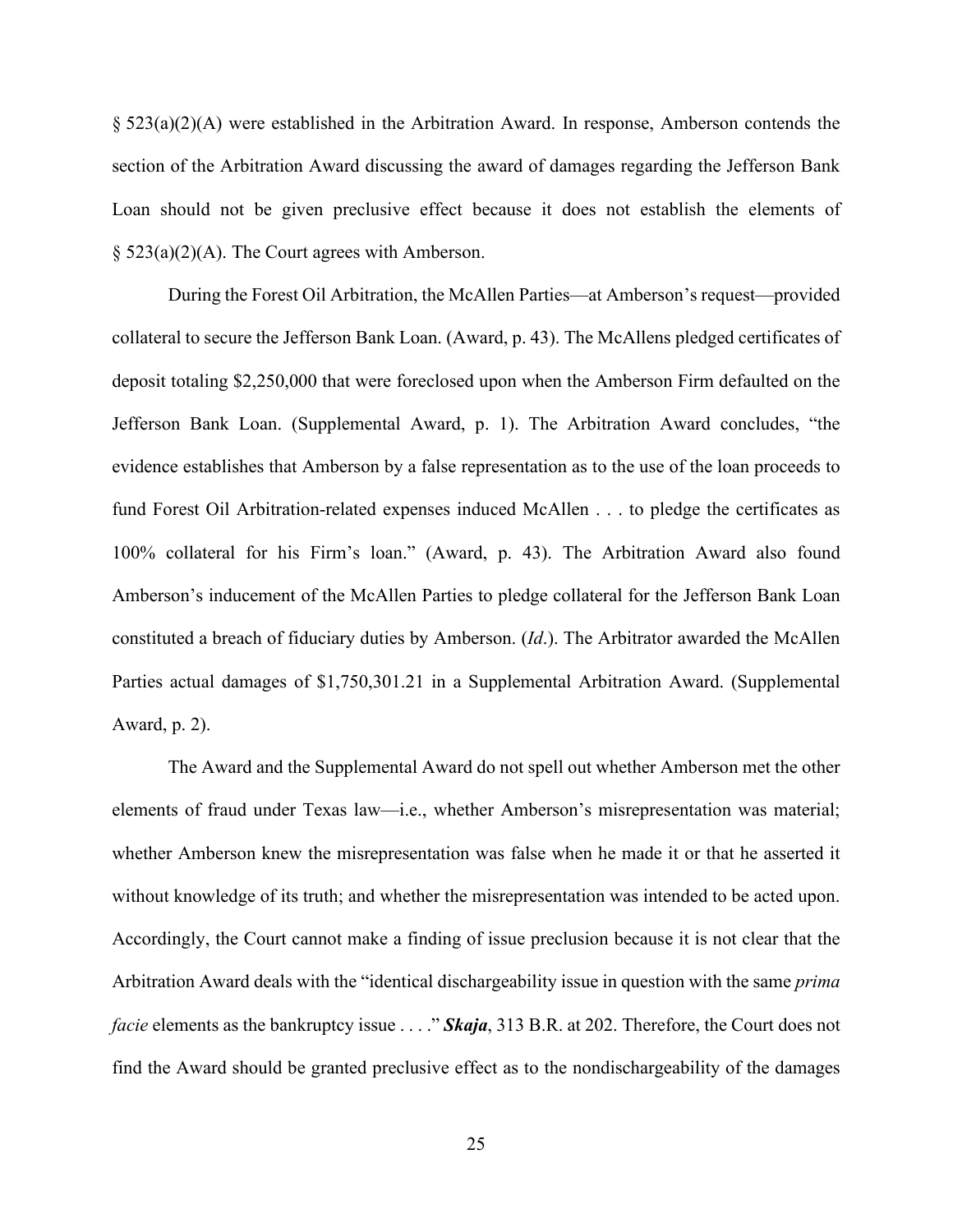§ 523(a)(2)(A) were established in the Arbitration Award. In response, Amberson contends the section of the Arbitration Award discussing the award of damages regarding the Jefferson Bank Loan should not be given preclusive effect because it does not establish the elements of § 523(a)(2)(A). The Court agrees with Amberson.

During the Forest Oil Arbitration, the McAllen Parties—at Amberson's request—provided collateral to secure the Jefferson Bank Loan. (Award, p. 43). The McAllens pledged certificates of deposit totaling $2,250,000 that were foreclosed upon when the Amberson Firm defaulted on the Jefferson Bank Loan. (Supplemental Award, p. 1). The Arbitration Award concludes, "the evidence establishes that Amberson by a false representation as to the use of the loan proceeds to fund Forest Oil Arbitration-related expenses induced McAllen . . . to pledge the certificates as 100% collateral for his Firm's loan." (Award, p. 43). The Arbitration Award also found Amberson's inducement of the McAllen Parties to pledge collateral for the Jefferson Bank Loan constituted a breach of fiduciary duties by Amberson. (*Id*.). The Arbitrator awarded the McAllen Parties actual damages of $1,750,301.21 in a Supplemental Arbitration Award. (Supplemental Award, p. 2).

The Award and the Supplemental Award do not spell out whether Amberson met the other elements of fraud under Texas law—i.e., whether Amberson's misrepresentation was material; whether Amberson knew the misrepresentation was false when he made it or that he asserted it without knowledge of its truth; and whether the misrepresentation was intended to be acted upon. Accordingly, the Court cannot make a finding of issue preclusion because it is not clear that the Arbitration Award deals with the "identical dischargeability issue in question with the same *prima facie* elements as the bankruptcy issue . . . ." ***Skaja***, 313 B.R. at 202. Therefore, the Court does not find the Award should be granted preclusive effect as to the nondischargeability of the damages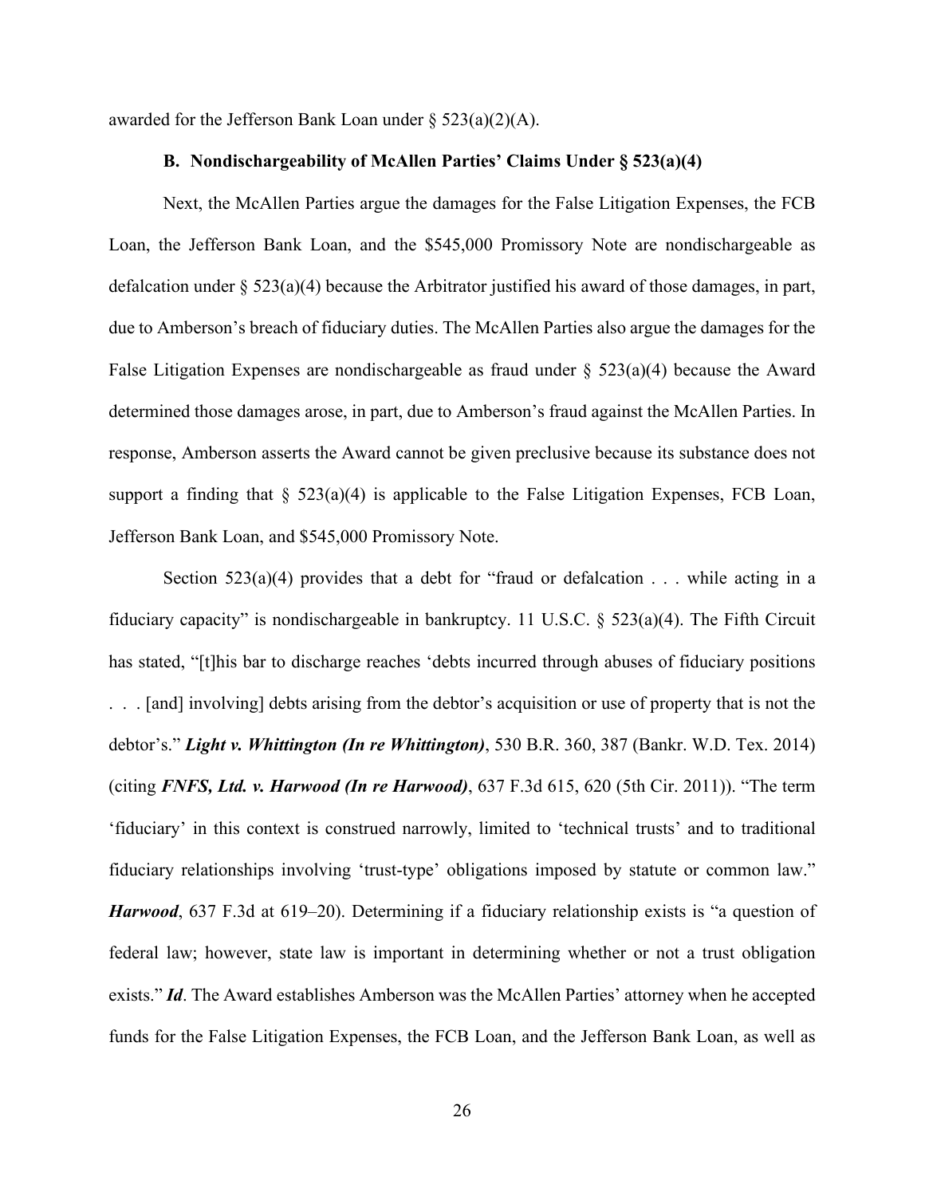awarded for the Jefferson Bank Loan under § 523(a)(2)(A).

### B. Nondischargeability of McAllen Parties' Claims Under § 523(a)(4)

Next, the McAllen Parties argue the damages for the False Litigation Expenses, the FCB Loan, the Jefferson Bank Loan, and the $545,000 Promissory Note are nondischargeable as defalcation under § 523(a)(4) because the Arbitrator justified his award of those damages, in part, due to Amberson's breach of fiduciary duties. The McAllen Parties also argue the damages for the False Litigation Expenses are nondischargeable as fraud under § 523(a)(4) because the Award determined those damages arose, in part, due to Amberson's fraud against the McAllen Parties. In response, Amberson asserts the Award cannot be given preclusive because its substance does not support a finding that § 523(a)(4) is applicable to the False Litigation Expenses, FCB Loan, Jefferson Bank Loan, and $545,000 Promissory Note.

Section 523(a)(4) provides that a debt for "fraud or defalcation . . . while acting in a fiduciary capacity" is nondischargeable in bankruptcy. 11 U.S.C. § 523(a)(4). The Fifth Circuit has stated, "[t]his bar to discharge reaches 'debts incurred through abuses of fiduciary positions . . . [and] involving] debts arising from the debtor's acquisition or use of property that is not the debtor's." ***Light v. Whittington (In re Whittington)***, 530 B.R. 360, 387 (Bankr. W.D. Tex. 2014) (citing ***FNFS, Ltd. v. Harwood (In re Harwood)***, 637 F.3d 615, 620 (5th Cir. 2011)). "The term 'fiduciary' in this context is construed narrowly, limited to 'technical trusts' and to traditional fiduciary relationships involving 'trust-type' obligations imposed by statute or common law." ***Harwood***, 637 F.3d at 619–20). Determining if a fiduciary relationship exists is "a question of federal law; however, state law is important in determining whether or not a trust obligation exists." ***Id***. The Award establishes Amberson was the McAllen Parties' attorney when he accepted funds for the False Litigation Expenses, the FCB Loan, and the Jefferson Bank Loan, as well as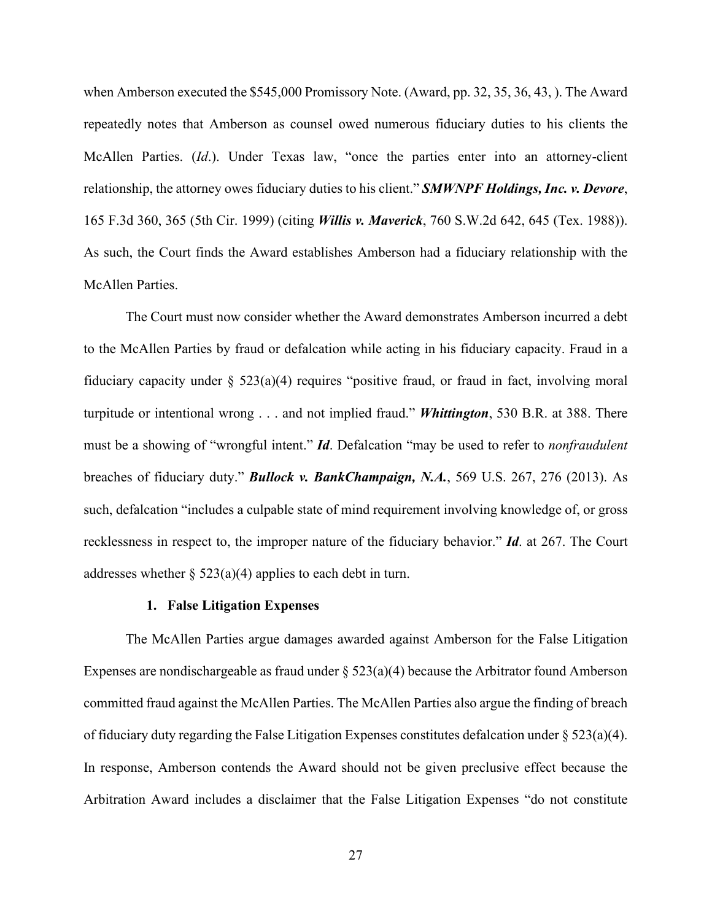when Amberson executed the $545,000 Promissory Note. (Award, pp. 32, 35, 36, 43, ). The Award repeatedly notes that Amberson as counsel owed numerous fiduciary duties to his clients the McAllen Parties. (*Id*.). Under Texas law, "once the parties enter into an attorney-client relationship, the attorney owes fiduciary duties to his client." ***SMWNPF Holdings, Inc. v. Devore***, 165 F.3d 360, 365 (5th Cir. 1999) (citing ***Willis v. Maverick***, 760 S.W.2d 642, 645 (Tex. 1988)). As such, the Court finds the Award establishes Amberson had a fiduciary relationship with the McAllen Parties.

The Court must now consider whether the Award demonstrates Amberson incurred a debt to the McAllen Parties by fraud or defalcation while acting in his fiduciary capacity. Fraud in a fiduciary capacity under § 523(a)(4) requires "positive fraud, or fraud in fact, involving moral turpitude or intentional wrong . . . and not implied fraud." ***Whittington***, 530 B.R. at 388. There must be a showing of "wrongful intent." ***Id***. Defalcation "may be used to refer to *nonfraudulent* breaches of fiduciary duty." ***Bullock v. BankChampaign, N.A.***, 569 U.S. 267, 276 (2013). As such, defalcation "includes a culpable state of mind requirement involving knowledge of, or gross recklessness in respect to, the improper nature of the fiduciary behavior." ***Id***. at 267. The Court addresses whether § 523(a)(4) applies to each debt in turn.

#### 1. False Litigation Expenses

The McAllen Parties argue damages awarded against Amberson for the False Litigation Expenses are nondischargeable as fraud under § 523(a)(4) because the Arbitrator found Amberson committed fraud against the McAllen Parties. The McAllen Parties also argue the finding of breach of fiduciary duty regarding the False Litigation Expenses constitutes defalcation under § 523(a)(4). In response, Amberson contends the Award should not be given preclusive effect because the Arbitration Award includes a disclaimer that the False Litigation Expenses "do not constitute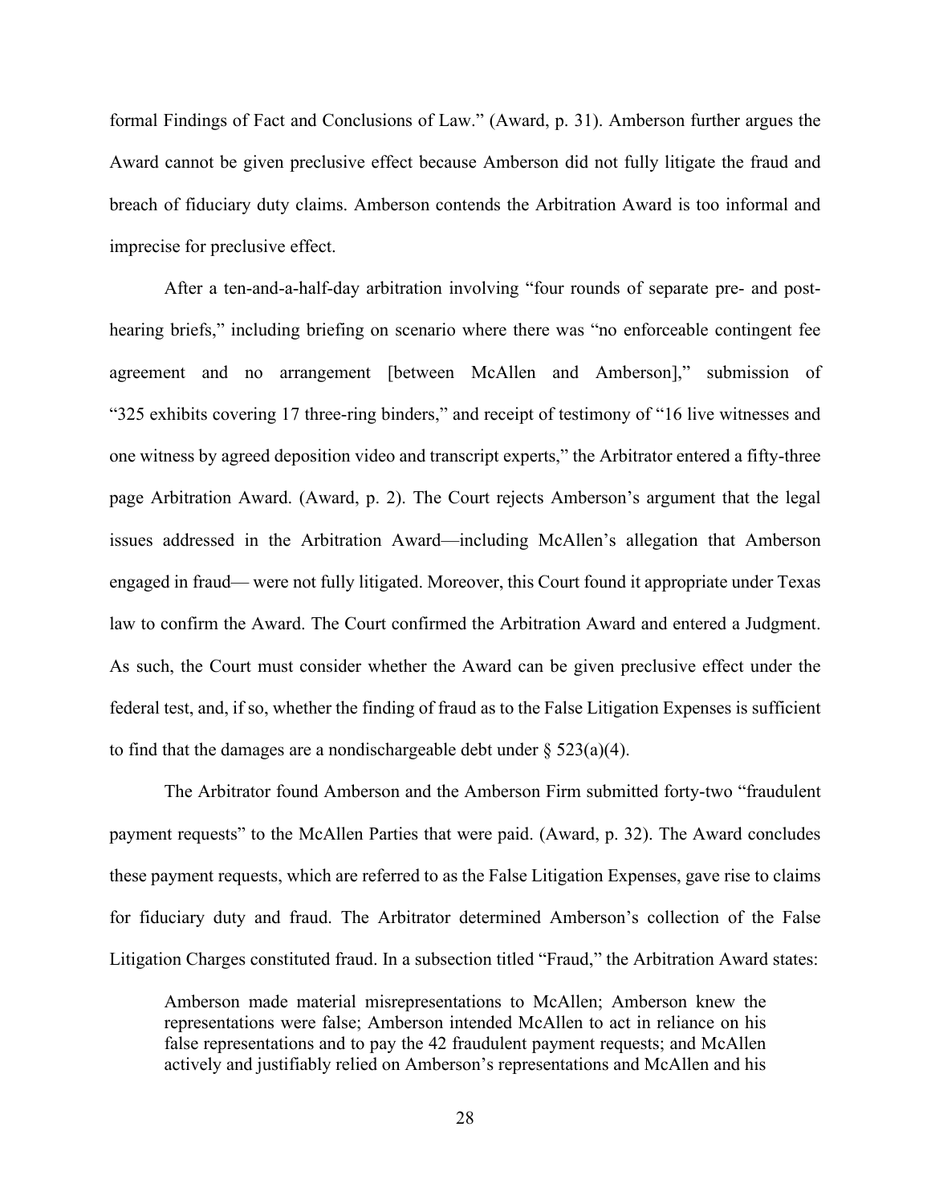formal Findings of Fact and Conclusions of Law." (Award, p. 31). Amberson further argues the Award cannot be given preclusive effect because Amberson did not fully litigate the fraud and breach of fiduciary duty claims. Amberson contends the Arbitration Award is too informal and imprecise for preclusive effect.

After a ten-and-a-half-day arbitration involving "four rounds of separate pre- and post-hearing briefs," including briefing on scenario where there was "no enforceable contingent fee agreement and no arrangement [between McAllen and Amberson]," submission of "325 exhibits covering 17 three-ring binders," and receipt of testimony of "16 live witnesses and one witness by agreed deposition video and transcript experts," the Arbitrator entered a fifty-three page Arbitration Award. (Award, p. 2). The Court rejects Amberson's argument that the legal issues addressed in the Arbitration Award—including McAllen's allegation that Amberson engaged in fraud— were not fully litigated. Moreover, this Court found it appropriate under Texas law to confirm the Award. The Court confirmed the Arbitration Award and entered a Judgment. As such, the Court must consider whether the Award can be given preclusive effect under the federal test, and, if so, whether the finding of fraud as to the False Litigation Expenses is sufficient to find that the damages are a nondischargeable debt under § 523(a)(4).

The Arbitrator found Amberson and the Amberson Firm submitted forty-two "fraudulent payment requests" to the McAllen Parties that were paid. (Award, p. 32). The Award concludes these payment requests, which are referred to as the False Litigation Expenses, gave rise to claims for fiduciary duty and fraud. The Arbitrator determined Amberson's collection of the False Litigation Charges constituted fraud. In a subsection titled "Fraud," the Arbitration Award states:

> Amberson made material misrepresentations to McAllen; Amberson knew the representations were false; Amberson intended McAllen to act in reliance on his false representations and to pay the 42 fraudulent payment requests; and McAllen actively and justifiably relied on Amberson's representations and McAllen and his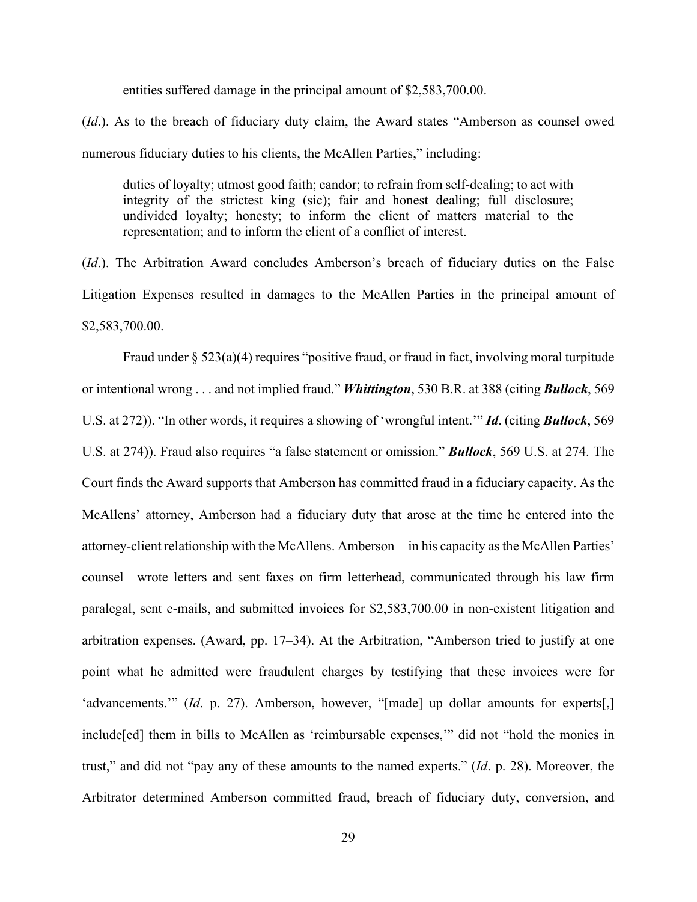entities suffered damage in the principal amount of $2,583,700.00.

(*Id*.). As to the breach of fiduciary duty claim, the Award states "Amberson as counsel owed numerous fiduciary duties to his clients, the McAllen Parties," including:

> duties of loyalty; utmost good faith; candor; to refrain from self-dealing; to act with integrity of the strictest king (sic); fair and honest dealing; full disclosure; undivided loyalty; honesty; to inform the client of matters material to the representation; and to inform the client of a conflict of interest.

(*Id*.). The Arbitration Award concludes Amberson's breach of fiduciary duties on the False Litigation Expenses resulted in damages to the McAllen Parties in the principal amount of $2,583,700.00.

Fraud under § 523(a)(4) requires "positive fraud, or fraud in fact, involving moral turpitude or intentional wrong . . . and not implied fraud." ***Whittington***, 530 B.R. at 388 (citing ***Bullock***, 569 U.S. at 272)). "In other words, it requires a showing of 'wrongful intent.'" ***Id***. (citing ***Bullock***, 569 U.S. at 274)). Fraud also requires "a false statement or omission." ***Bullock***, 569 U.S. at 274. The Court finds the Award supports that Amberson has committed fraud in a fiduciary capacity. As the McAllens' attorney, Amberson had a fiduciary duty that arose at the time he entered into the attorney-client relationship with the McAllens. Amberson—in his capacity as the McAllen Parties' counsel—wrote letters and sent faxes on firm letterhead, communicated through his law firm paralegal, sent e-mails, and submitted invoices for $2,583,700.00 in non-existent litigation and arbitration expenses. (Award, pp. 17–34). At the Arbitration, "Amberson tried to justify at one point what he admitted were fraudulent charges by testifying that these invoices were for 'advancements.'" (*Id*. p. 27). Amberson, however, "[made] up dollar amounts for experts[,] include[ed] them in bills to McAllen as 'reimbursable expenses,'" did not "hold the monies in trust," and did not "pay any of these amounts to the named experts." (*Id*. p. 28). Moreover, the Arbitrator determined Amberson committed fraud, breach of fiduciary duty, conversion, and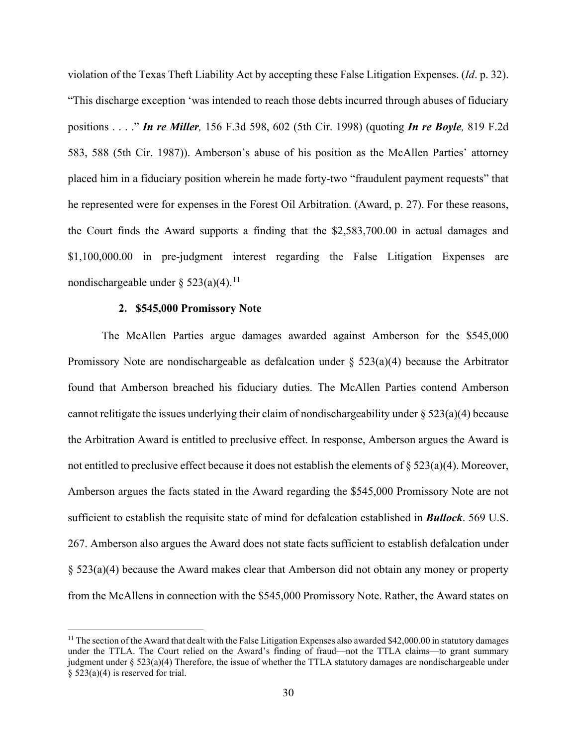violation of the Texas Theft Liability Act by accepting these False Litigation Expenses. (*Id*. p. 32). "This discharge exception 'was intended to reach those debts incurred through abuses of fiduciary positions . . . .'" ***In re Miller,*** 156 F.3d 598, 602 (5th Cir. 1998) (quoting ***In re Boyle,*** 819 F.2d 583, 588 (5th Cir. 1987)). Amberson's abuse of his position as the McAllen Parties' attorney placed him in a fiduciary position wherein he made forty-two "fraudulent payment requests" that he represented were for expenses in the Forest Oil Arbitration. (Award, p. 27). For these reasons, the Court finds the Award supports a finding that the $2,583,700.00 in actual damages and $1,100,000.00 in pre-judgment interest regarding the False Litigation Expenses are nondischargeable under § 523(a)(4).[11]

**2. $545,000 Promissory Note**

The McAllen Parties argue damages awarded against Amberson for the $545,000 Promissory Note are nondischargeable as defalcation under § 523(a)(4) because the Arbitrator found that Amberson breached his fiduciary duties. The McAllen Parties contend Amberson cannot relitigate the issues underlying their claim of nondischargeability under § 523(a)(4) because the Arbitration Award is entitled to preclusive effect. In response, Amberson argues the Award is not entitled to preclusive effect because it does not establish the elements of § 523(a)(4). Moreover, Amberson argues the facts stated in the Award regarding the $545,000 Promissory Note are not sufficient to establish the requisite state of mind for defalcation established in ***Bullock***. 569 U.S. 267. Amberson also argues the Award does not state facts sufficient to establish defalcation under § 523(a)(4) because the Award makes clear that Amberson did not obtain any money or property from the McAllens in connection with the $545,000 Promissory Note. Rather, the Award states on

[11] The section of the Award that dealt with the False Litigation Expenses also awarded $42,000.00 in statutory damages under the TTLA. The Court relied on the Award's finding of fraud—not the TTLA claims—to grant summary judgment under § 523(a)(4) Therefore, the issue of whether the TTLA statutory damages are nondischargeable under § 523(a)(4) is reserved for trial.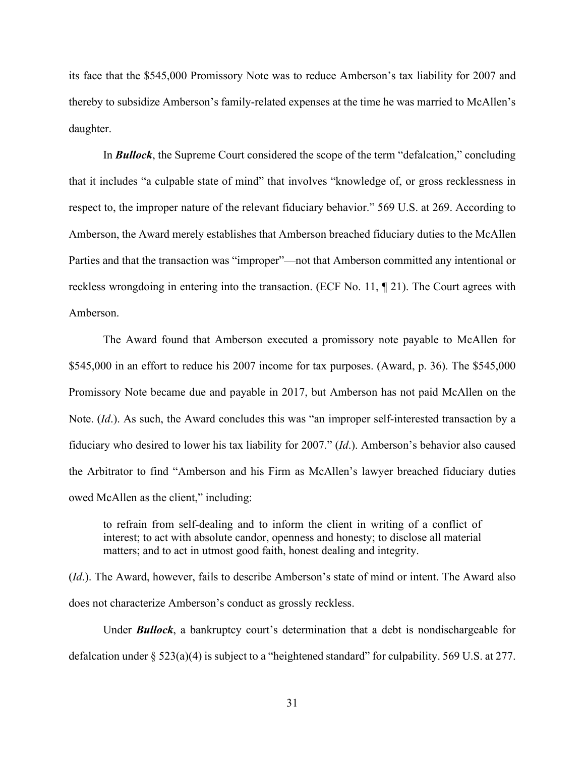its face that the $545,000 Promissory Note was to reduce Amberson's tax liability for 2007 and thereby to subsidize Amberson's family-related expenses at the time he was married to McAllen's daughter.

In ***Bullock***, the Supreme Court considered the scope of the term "defalcation," concluding that it includes "a culpable state of mind" that involves "knowledge of, or gross recklessness in respect to, the improper nature of the relevant fiduciary behavior." 569 U.S. at 269. According to Amberson, the Award merely establishes that Amberson breached fiduciary duties to the McAllen Parties and that the transaction was "improper"—not that Amberson committed any intentional or reckless wrongdoing in entering into the transaction. (ECF No. 11, ¶ 21). The Court agrees with Amberson.

The Award found that Amberson executed a promissory note payable to McAllen for $545,000 in an effort to reduce his 2007 income for tax purposes. (Award, p. 36). The $545,000 Promissory Note became due and payable in 2017, but Amberson has not paid McAllen on the Note. (*Id*.). As such, the Award concludes this was "an improper self-interested transaction by a fiduciary who desired to lower his tax liability for 2007." (*Id*.). Amberson's behavior also caused the Arbitrator to find "Amberson and his Firm as McAllen's lawyer breached fiduciary duties owed McAllen as the client," including:

> to refrain from self-dealing and to inform the client in writing of a conflict of interest; to act with absolute candor, openness and honesty; to disclose all material matters; and to act in utmost good faith, honest dealing and integrity.

(*Id*.). The Award, however, fails to describe Amberson's state of mind or intent. The Award also does not characterize Amberson's conduct as grossly reckless.

Under ***Bullock***, a bankruptcy court's determination that a debt is nondischargeable for defalcation under § 523(a)(4) is subject to a "heightened standard" for culpability. 569 U.S. at 277.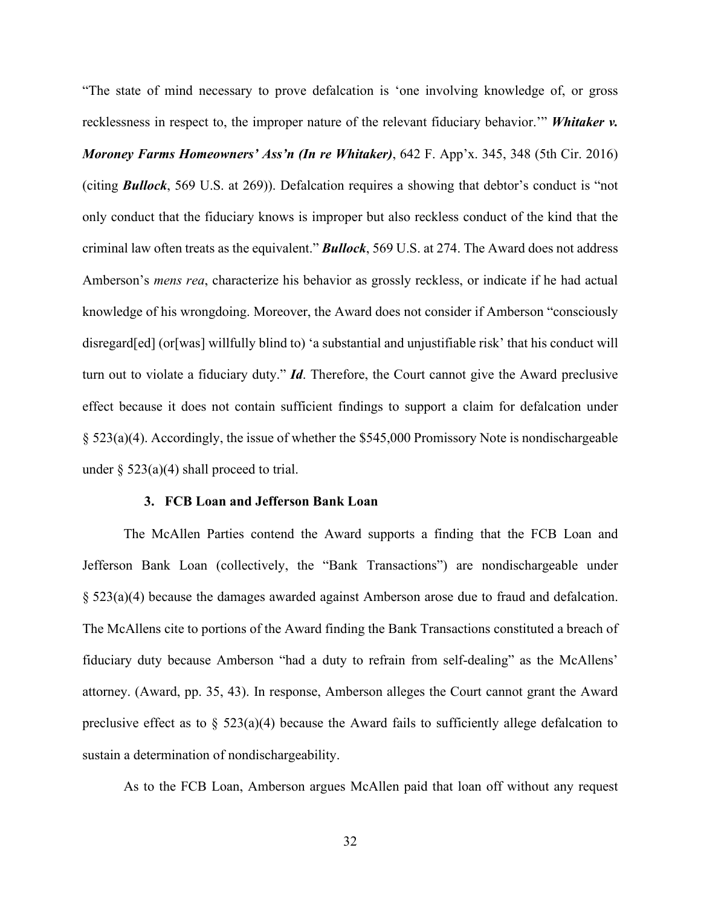"The state of mind necessary to prove defalcation is 'one involving knowledge of, or gross recklessness in respect to, the improper nature of the relevant fiduciary behavior.'" ***Whitaker v. Moroney Farms Homeowners' Ass'n (In re Whitaker)***, 642 F. App'x. 345, 348 (5th Cir. 2016) (citing ***Bullock***, 569 U.S. at 269)). Defalcation requires a showing that debtor's conduct is "not only conduct that the fiduciary knows is improper but also reckless conduct of the kind that the criminal law often treats as the equivalent." ***Bullock***, 569 U.S. at 274. The Award does not address Amberson's *mens rea*, characterize his behavior as grossly reckless, or indicate if he had actual knowledge of his wrongdoing. Moreover, the Award does not consider if Amberson "consciously disregard[ed] (or[was] willfully blind to) 'a substantial and unjustifiable risk' that his conduct will turn out to violate a fiduciary duty." ***Id***. Therefore, the Court cannot give the Award preclusive effect because it does not contain sufficient findings to support a claim for defalcation under § 523(a)(4). Accordingly, the issue of whether the $545,000 Promissory Note is nondischargeable under § 523(a)(4) shall proceed to trial.

### 3. FCB Loan and Jefferson Bank Loan

The McAllen Parties contend the Award supports a finding that the FCB Loan and Jefferson Bank Loan (collectively, the "Bank Transactions") are nondischargeable under § 523(a)(4) because the damages awarded against Amberson arose due to fraud and defalcation. The McAllens cite to portions of the Award finding the Bank Transactions constituted a breach of fiduciary duty because Amberson "had a duty to refrain from self-dealing" as the McAllens' attorney. (Award, pp. 35, 43). In response, Amberson alleges the Court cannot grant the Award preclusive effect as to § 523(a)(4) because the Award fails to sufficiently allege defalcation to sustain a determination of nondischargeability.

As to the FCB Loan, Amberson argues McAllen paid that loan off without any request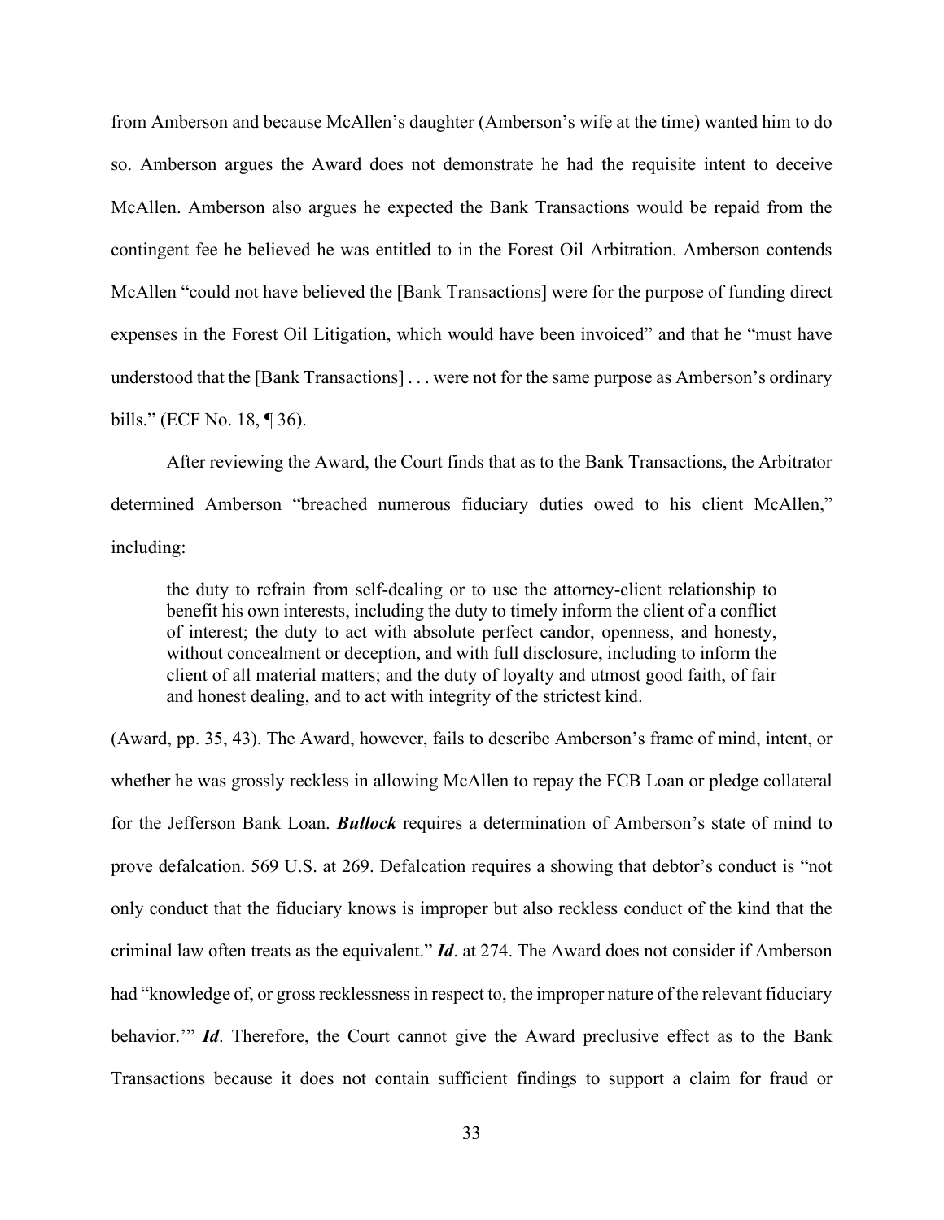from Amberson and because McAllen's daughter (Amberson's wife at the time) wanted him to do so. Amberson argues the Award does not demonstrate he had the requisite intent to deceive McAllen. Amberson also argues he expected the Bank Transactions would be repaid from the contingent fee he believed he was entitled to in the Forest Oil Arbitration. Amberson contends McAllen "could not have believed the [Bank Transactions] were for the purpose of funding direct expenses in the Forest Oil Litigation, which would have been invoiced" and that he "must have understood that the [Bank Transactions] . . . were not for the same purpose as Amberson's ordinary bills." (ECF No. 18, ¶ 36).

After reviewing the Award, the Court finds that as to the Bank Transactions, the Arbitrator determined Amberson "breached numerous fiduciary duties owed to his client McAllen," including:

> the duty to refrain from self-dealing or to use the attorney-client relationship to benefit his own interests, including the duty to timely inform the client of a conflict of interest; the duty to act with absolute perfect candor, openness, and honesty, without concealment or deception, and with full disclosure, including to inform the client of all material matters; and the duty of loyalty and utmost good faith, of fair and honest dealing, and to act with integrity of the strictest kind.

(Award, pp. 35, 43). The Award, however, fails to describe Amberson's frame of mind, intent, or whether he was grossly reckless in allowing McAllen to repay the FCB Loan or pledge collateral for the Jefferson Bank Loan. ***Bullock*** requires a determination of Amberson's state of mind to prove defalcation. 569 U.S. at 269. Defalcation requires a showing that debtor's conduct is "not only conduct that the fiduciary knows is improper but also reckless conduct of the kind that the criminal law often treats as the equivalent." ***Id***. at 274. The Award does not consider if Amberson had "knowledge of, or gross recklessness in respect to, the improper nature of the relevant fiduciary behavior.'" ***Id***. Therefore, the Court cannot give the Award preclusive effect as to the Bank Transactions because it does not contain sufficient findings to support a claim for fraud or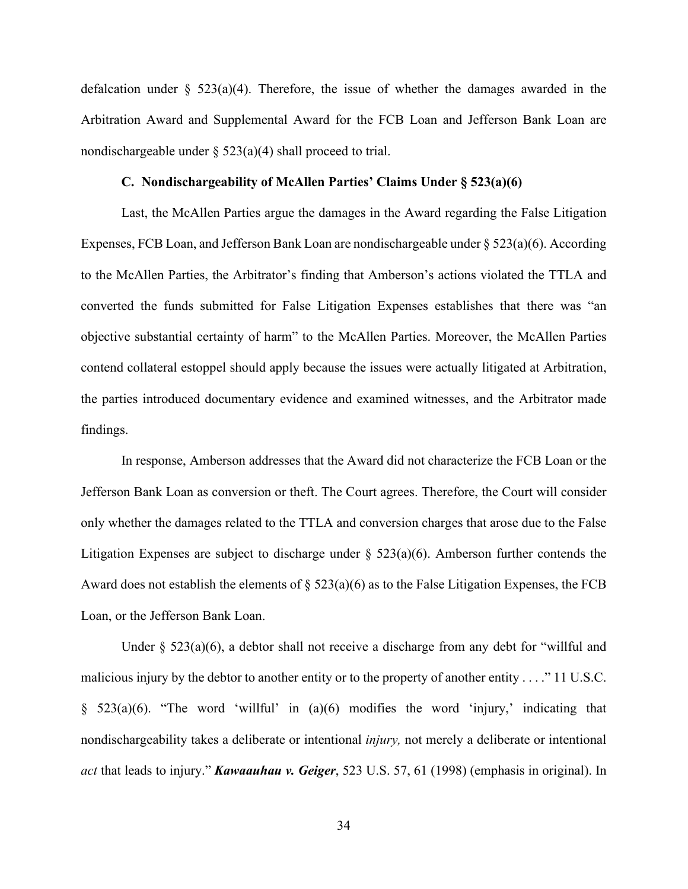defalcation under § 523(a)(4). Therefore, the issue of whether the damages awarded in the Arbitration Award and Supplemental Award for the FCB Loan and Jefferson Bank Loan are nondischargeable under § 523(a)(4) shall proceed to trial.

### C. Nondischargeability of McAllen Parties' Claims Under § 523(a)(6)

Last, the McAllen Parties argue the damages in the Award regarding the False Litigation Expenses, FCB Loan, and Jefferson Bank Loan are nondischargeable under § 523(a)(6). According to the McAllen Parties, the Arbitrator's finding that Amberson's actions violated the TTLA and converted the funds submitted for False Litigation Expenses establishes that there was "an objective substantial certainty of harm" to the McAllen Parties. Moreover, the McAllen Parties contend collateral estoppel should apply because the issues were actually litigated at Arbitration, the parties introduced documentary evidence and examined witnesses, and the Arbitrator made findings.

In response, Amberson addresses that the Award did not characterize the FCB Loan or the Jefferson Bank Loan as conversion or theft. The Court agrees. Therefore, the Court will consider only whether the damages related to the TTLA and conversion charges that arose due to the False Litigation Expenses are subject to discharge under § 523(a)(6). Amberson further contends the Award does not establish the elements of § 523(a)(6) as to the False Litigation Expenses, the FCB Loan, or the Jefferson Bank Loan.

Under § 523(a)(6), a debtor shall not receive a discharge from any debt for "willful and malicious injury by the debtor to another entity or to the property of another entity . . . ." 11 U.S.C. § 523(a)(6). "The word 'willful' in (a)(6) modifies the word 'injury,' indicating that nondischargeability takes a deliberate or intentional *injury,* not merely a deliberate or intentional *act* that leads to injury." ***Kawaauhau v. Geiger***, 523 U.S. 57, 61 (1998) (emphasis in original). In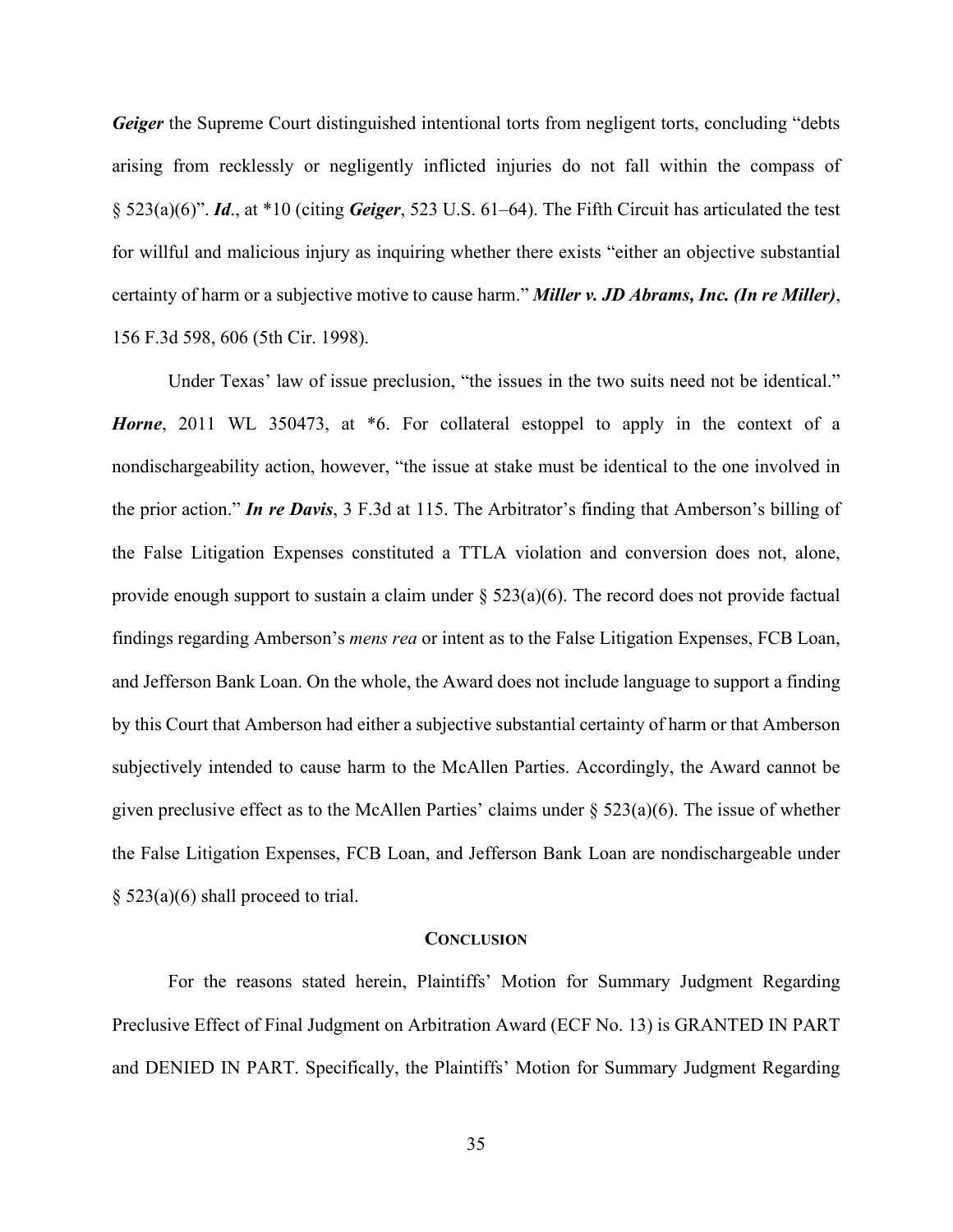***Geiger*** the Supreme Court distinguished intentional torts from negligent torts, concluding "debts arising from recklessly or negligently inflicted injuries do not fall within the compass of § 523(a)(6)". ***Id***., at *10 (citing ***Geiger***, 523 U.S. 61–64). The Fifth Circuit has articulated the test for willful and malicious injury as inquiring whether there exists "either an objective substantial certainty of harm or a subjective motive to cause harm." ***Miller v. JD Abrams, Inc. (In re Miller)***, 156 F.3d 598, 606 (5th Cir. 1998).

Under Texas' law of issue preclusion, "the issues in the two suits need not be identical." ***Horne***, 2011 WL 350473, at *6. For collateral estoppel to apply in the context of a nondischargeability action, however, "the issue at stake must be identical to the one involved in the prior action." ***In re Davis***, 3 F.3d at 115. The Arbitrator's finding that Amberson's billing of the False Litigation Expenses constituted a TTLA violation and conversion does not, alone, provide enough support to sustain a claim under § 523(a)(6). The record does not provide factual findings regarding Amberson's *mens rea* or intent as to the False Litigation Expenses, FCB Loan, and Jefferson Bank Loan. On the whole, the Award does not include language to support a finding by this Court that Amberson had either a subjective substantial certainty of harm or that Amberson subjectively intended to cause harm to the McAllen Parties. Accordingly, the Award cannot be given preclusive effect as to the McAllen Parties' claims under § 523(a)(6). The issue of whether the False Litigation Expenses, FCB Loan, and Jefferson Bank Loan are nondischargeable under § 523(a)(6) shall proceed to trial.

## CONCLUSION

For the reasons stated herein, Plaintiffs' Motion for Summary Judgment Regarding Preclusive Effect of Final Judgment on Arbitration Award (ECF No. 13) is GRANTED IN PART and DENIED IN PART. Specifically, the Plaintiffs' Motion for Summary Judgment Regarding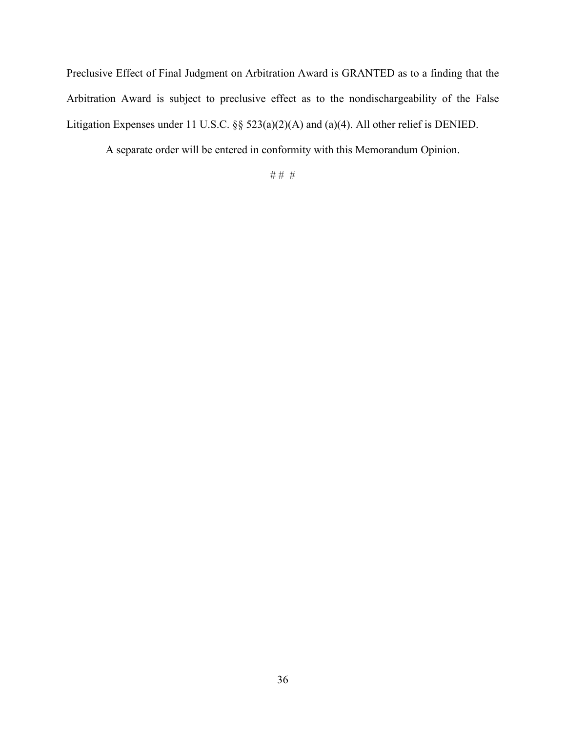Preclusive Effect of Final Judgment on Arbitration Award is GRANTED as to a finding that the Arbitration Award is subject to preclusive effect as to the nondischargeability of the False Litigation Expenses under 11 U.S.C. §§ 523(a)(2)(A) and (a)(4). All other relief is DENIED.

A separate order will be entered in conformity with this Memorandum Opinion.

# # #